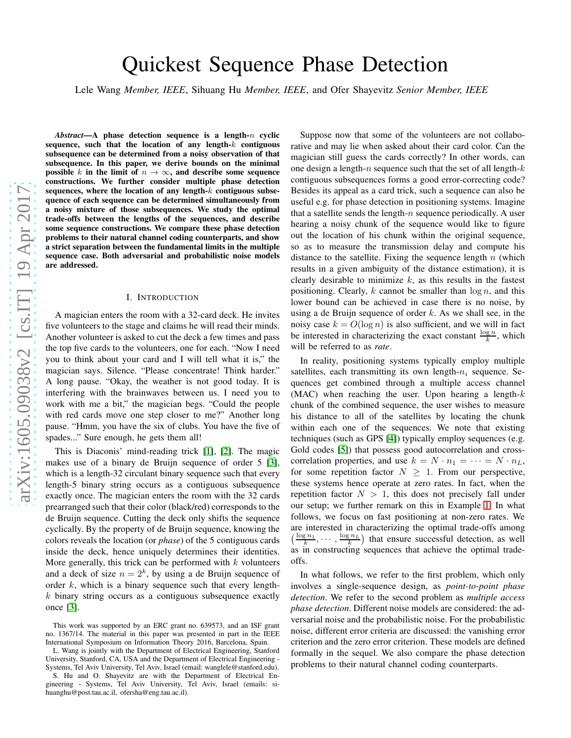# Quickest Sequence Phase Detection

Lele Wang *Member, IEEE*, Sihuang Hu *Member, IEEE*, and Ofer Shayevitz *Senior Member, IEEE*

***Abstract*—A phase detection sequence is a length-$n$ cyclic sequence, such that the location of any length-$k$ contiguous subsequence can be determined from a noisy observation of that subsequence. In this paper, we derive bounds on the minimal possible $k$ in the limit of $n \to \infty$, and describe some sequence constructions. We further consider multiple phase detection sequences, where the location of any length-$k$ contiguous subsequence of each sequence can be determined simultaneously from a noisy mixture of those subsequences. We study the optimal trade-offs between the lengths of the sequences, and describe some sequence constructions. We compare these phase detection problems to their natural channel coding counterparts, and show a strict separation between the fundamental limits in the multiple sequence case. Both adversarial and probabilistic noise models are addressed.**

## I. Introduction

A magician enters the room with a 32-card deck. He invites five volunteers to the stage and claims he will read their minds. Another volunteer is asked to cut the deck a few times and pass the top five cards to the volunteers, one for each. "Now I need you to think about your card and I will tell what it is," the magician says. Silence. "Please concentrate! Think harder." A long pause. "Okay, the weather is not good today. It is interfering with the brainwaves between us. I need you to work with me a bit," the magician begs. "Could the people with red cards move one step closer to me?" Another long pause. "Hmm, you have the six of clubs. You have the five of spades..." Sure enough, he gets them all!

This is Diaconis' mind-reading trick [1], [2]. The magic makes use of a binary de Bruijn sequence of order 5 [3], which is a length-32 circulant binary sequence such that every length-5 binary string occurs as a contiguous subsequence exactly once. The magician enters the room with the 32 cards prearranged such that their color (black/red) corresponds to the de Bruijn sequence. Cutting the deck only shifts the sequence cyclically. By the property of de Bruijn sequence, knowing the colors reveals the location (or *phase*) of the 5 contiguous cards inside the deck, hence uniquely determines their identities. More generally, this trick can be performed with $k$ volunteers and a deck of size $n = 2^k$, by using a de Bruijn sequence of order $k$, which is a binary sequence such that every length-$k$ binary string occurs as a contiguous subsequence exactly once [3].

Suppose now that some of the volunteers are not collaborative and may lie when asked about their card color. Can the magician still guess the cards correctly? In other words, can one design a length-$n$ sequence such that the set of all length-$k$ contiguous subsequences forms a good error-correcting code? Besides its appeal as a card trick, such a sequence can also be useful e.g. for phase detection in positioning systems. Imagine that a satellite sends the length-$n$ sequence periodically. A user hearing a noisy chunk of the sequence would like to figure out the location of his chunk within the original sequence, so as to measure the transmission delay and compute his distance to the satellite. Fixing the sequence length $n$ (which results in a given ambiguity of the distance estimation), it is clearly desirable to minimize $k$, as this results in the fastest positioning. Clearly, $k$ cannot be smaller than $\log n$, and this lower bound can be achieved in case there is no noise, by using a de Bruijn sequence of order $k$. As we shall see, in the noisy case $k = O(\log n)$ is also sufficient, and we will in fact be interested in characterizing the exact constant $\frac{\log n}{k}$, which will be referred to as *rate*.

In reality, positioning systems typically employ multiple satellites, each transmitting its own length-$n_i$ sequence. Sequences get combined through a multiple access channel (MAC) when reaching the user. Upon hearing a length-$k$ chunk of the combined sequence, the user wishes to measure his distance to all of the satellites by locating the chunk within each one of the sequences. We note that existing techniques (such as GPS [4]) typically employ sequences (e.g. Gold codes [5]) that possess good autocorrelation and cross-correlation properties, and use $k = N \cdot n_1 = \cdots = N \cdot n_L$, for some repetition factor $N \geq 1$. From our perspective, these systems hence operate at zero rates. In fact, when the repetition factor $N > 1$, this does not precisely fall under our setup; we further remark on this in Example 1. In what follows, we focus on fast positioning at non-zero rates. We are interested in characterizing the optimal trade-offs among $\left(\frac{\log n_1}{k}, \cdots, \frac{\log n_L}{k}\right)$ that ensure successful detection, as well as in constructing sequences that achieve the optimal trade-offs.

In what follows, we refer to the first problem, which only involves a single-sequence design, as *point-to-point phase detection*. We refer to the second problem as *multiple access phase detection*. Different noise models are considered: the adversarial noise and the probabilistic noise. For the probabilistic noise, different error criteria are discussed: the vanishing error criterion and the zero error criterion. These models are defined formally in the sequel. We also compare the phase detection problems to their natural channel coding counterparts.

This work was supported by an ERC grant no. 639573, and an ISF grant no. 1367/14. The material in this paper was presented in part in the IEEE International Symposium on Information Theory 2016, Barcelona, Spain.

L. Wang is jointly with the Department of Electrical Engineering, Stanford University, Stanford, CA, USA and the Department of Electrical Engineering - Systems, Tel Aviv University, Tel Aviv, Israel (email: wanglele@stanford.edu).

S. Hu and O. Shayevitz are with the Department of Electrical Engineering - Systems, Tel Aviv University, Tel Aviv, Israel (emails: sihuanghu@post.tau.ac.il, ofersha@eng.tau.ac.il).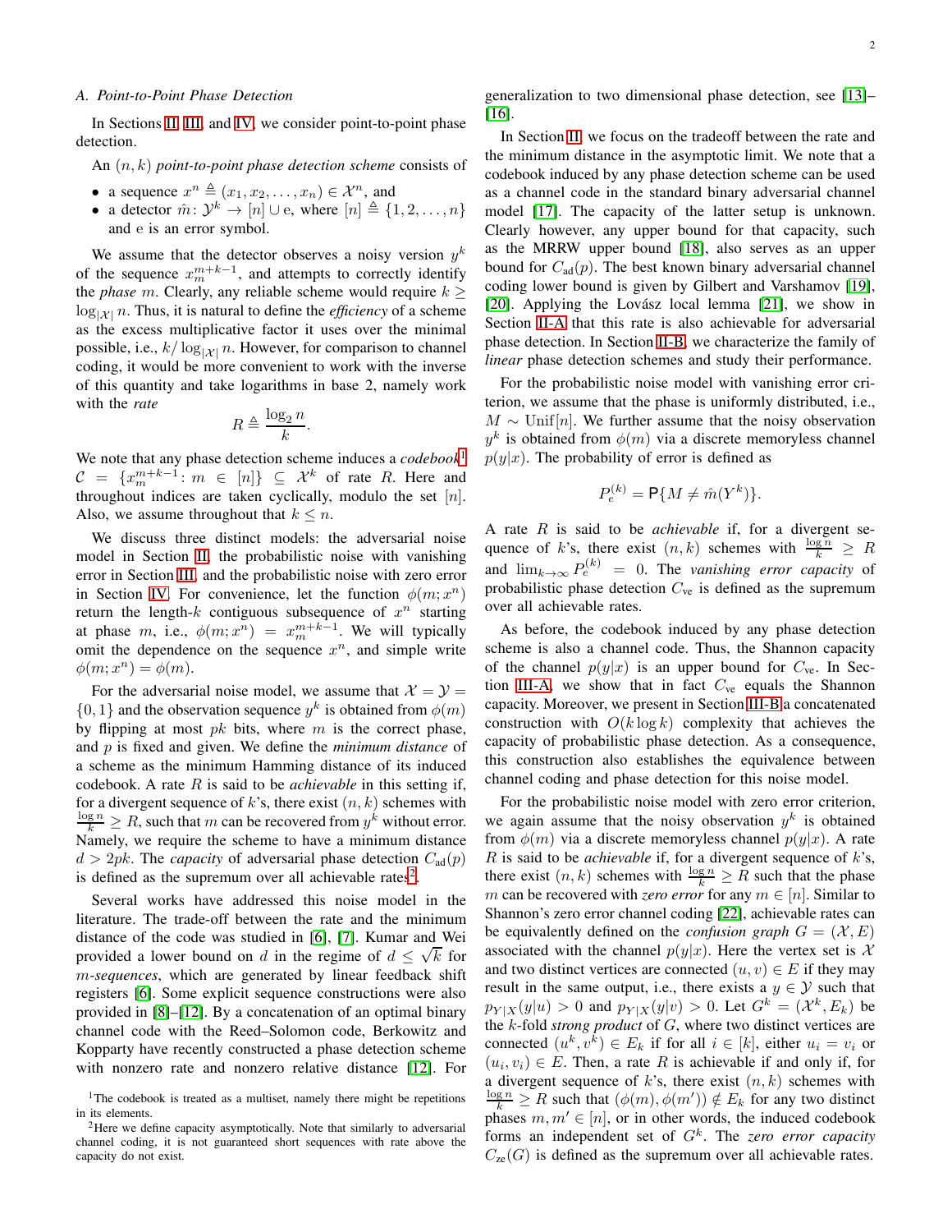### A. Point-to-Point Phase Detection

In Sections II, III, and IV, we consider point-to-point phase detection.

An $(n,k)$ *point-to-point phase detection scheme* consists of

- a sequence $x^n \triangleq (x_1, x_2, \ldots, x_n) \in \mathcal{X}^n$, and
- a detector $\hat{m}\colon \mathcal{Y}^k \to [n] \cup \mathrm{e}$, where $[n] \triangleq \{1, 2, \ldots, n\}$ and e is an error symbol.

We assume that the detector observes a noisy version $y^k$ of the sequence $x_m^{m+k-1}$, and attempts to correctly identify the *phase* $m$. Clearly, any reliable scheme would require $k \geq \log_{|\mathcal{X}|} n$. Thus, it is natural to define the *efficiency* of a scheme as the excess multiplicative factor it uses over the minimal possible, i.e., $k/\log_{|\mathcal{X}|} n$. However, for comparison to channel coding, it would be more convenient to work with the inverse of this quantity and take logarithms in base 2, namely work with the *rate*

$$R \triangleq \frac{\log_2 n}{k}.$$

We note that any phase detection scheme induces a *codebook*[1] $\mathcal{C} = \{x_m^{m+k-1} \colon m \in [n]\} \subseteq \mathcal{X}^k$ of rate $R$. Here and throughout indices are taken cyclically, modulo the set $[n]$. Also, we assume throughout that $k \leq n$.

We discuss three distinct models: the adversarial noise model in Section II, the probabilistic noise with vanishing error in Section III, and the probabilistic noise with zero error in Section IV. For convenience, let the function $\phi(m; x^n)$ return the length-$k$ contiguous subsequence of $x^n$ starting at phase $m$, i.e., $\phi(m; x^n) = x_m^{m+k-1}$. We will typically omit the dependence on the sequence $x^n$, and simple write $\phi(m; x^n) = \phi(m)$.

For the adversarial noise model, we assume that $\mathcal{X} = \mathcal{Y} = \{0, 1\}$ and the observation sequence $y^k$ is obtained from $\phi(m)$ by flipping at most $pk$ bits, where $m$ is the correct phase, and $p$ is fixed and given. We define the *minimum distance* of a scheme as the minimum Hamming distance of its induced codebook. A rate $R$ is said to be *achievable* in this setting if, for a divergent sequence of $k$'s, there exist $(n,k)$ schemes with $\frac{\log n}{k} \geq R$, such that $m$ can be recovered from $y^k$ without error. Namely, we require the scheme to have a minimum distance $d > 2pk$. The *capacity* of adversarial phase detection $C_{\text{ad}}(p)$ is defined as the supremum over all achievable rates[2].

Several works have addressed this noise model in the literature. The trade-off between the rate and the minimum distance of the code was studied in [6], [7]. Kumar and Wei provided a lower bound on $d$ in the regime of $d \leq \sqrt{k}$ for *m-sequences*, which are generated by linear feedback shift registers [6]. Some explicit sequence constructions were also provided in [8]–[12]. By a concatenation of an optimal binary channel code with the Reed–Solomon code, Berkowitz and Kopparty have recently constructed a phase detection scheme with nonzero rate and nonzero relative distance [12]. For generalization to two dimensional phase detection, see [13]–[16].

In Section II, we focus on the tradeoff between the rate and the minimum distance in the asymptotic limit. We note that a codebook induced by any phase detection scheme can be used as a channel code in the standard binary adversarial channel model [17]. The capacity of the latter setup is unknown. Clearly however, any upper bound for that capacity, such as the MRRW upper bound [18], also serves as an upper bound for $C_{\text{ad}}(p)$. The best known binary adversarial channel coding lower bound is given by Gilbert and Varshamov [19], [20]. Applying the Lovász local lemma [21], we show in Section II-A that this rate is also achievable for adversarial phase detection. In Section II-B, we characterize the family of *linear* phase detection schemes and study their performance.

For the probabilistic noise model with vanishing error criterion, we assume that the phase is uniformly distributed, i.e., $M \sim \mathrm{Unif}[n]$. We further assume that the noisy observation $y^k$ is obtained from $\phi(m)$ via a discrete memoryless channel $p(y|x)$. The probability of error is defined as

$$P_e^{(k)} = \mathsf{P}\{M \neq \hat{m}(Y^k)\}.$$

A rate $R$ is said to be *achievable* if, for a divergent sequence of $k$'s, there exist $(n,k)$ schemes with $\frac{\log n}{k} \geq R$ and $\lim_{k\to\infty} P_e^{(k)} = 0$. The *vanishing error capacity* of probabilistic phase detection $C_{\text{ve}}$ is defined as the supremum over all achievable rates.

As before, the codebook induced by any phase detection scheme is also a channel code. Thus, the Shannon capacity of the channel $p(y|x)$ is an upper bound for $C_{\text{ve}}$. In Section III-A, we show that in fact $C_{\text{ve}}$ equals the Shannon capacity. Moreover, we present in Section III-B a concatenated construction with $O(k \log k)$ complexity that achieves the capacity of probabilistic phase detection. As a consequence, this construction also establishes the equivalence between channel coding and phase detection for this noise model.

For the probabilistic noise model with zero error criterion, we again assume that the noisy observation $y^k$ is obtained from $\phi(m)$ via a discrete memoryless channel $p(y|x)$. A rate $R$ is said to be *achievable* if, for a divergent sequence of $k$'s, there exist $(n,k)$ schemes with $\frac{\log n}{k} \geq R$ such that the phase $m$ can be recovered with *zero error* for any $m \in [n]$. Similar to Shannon's zero error channel coding [22], achievable rates can be equivalently defined on the *confusion graph* $G = (\mathcal{X}, E)$ associated with the channel $p(y|x)$. Here the vertex set is $\mathcal{X}$ and two distinct vertices are connected $(u,v) \in E$ if they may result in the same output, i.e., there exists a $y \in \mathcal{Y}$ such that $p_{Y|X}(y|u) > 0$ and $p_{Y|X}(y|v) > 0$. Let $G^k = (\mathcal{X}^k, E_k)$ be the $k$-fold *strong product* of $G$, where two distinct vertices are connected $(u^k, v^k) \in E_k$ if for all $i \in [k]$, either $u_i = v_i$ or $(u_i, v_i) \in E$. Then, a rate $R$ is achievable if and only if, for a divergent sequence of $k$'s, there exist $(n,k)$ schemes with $\frac{\log n}{k} \geq R$ such that $(\phi(m), \phi(m')) \notin E_k$ for any two distinct phases $m, m' \in [n]$, or in other words, the induced codebook forms an independent set of $G^k$. The *zero error capacity* $C_{\text{ze}}(G)$ is defined as the supremum over all achievable rates.

[1] The codebook is treated as a multiset, namely there might be repetitions in its elements.

[2] Here we define capacity asymptotically. Note that similarly to adversarial channel coding, it is not guaranteed short sequences with rate above the capacity do not exist.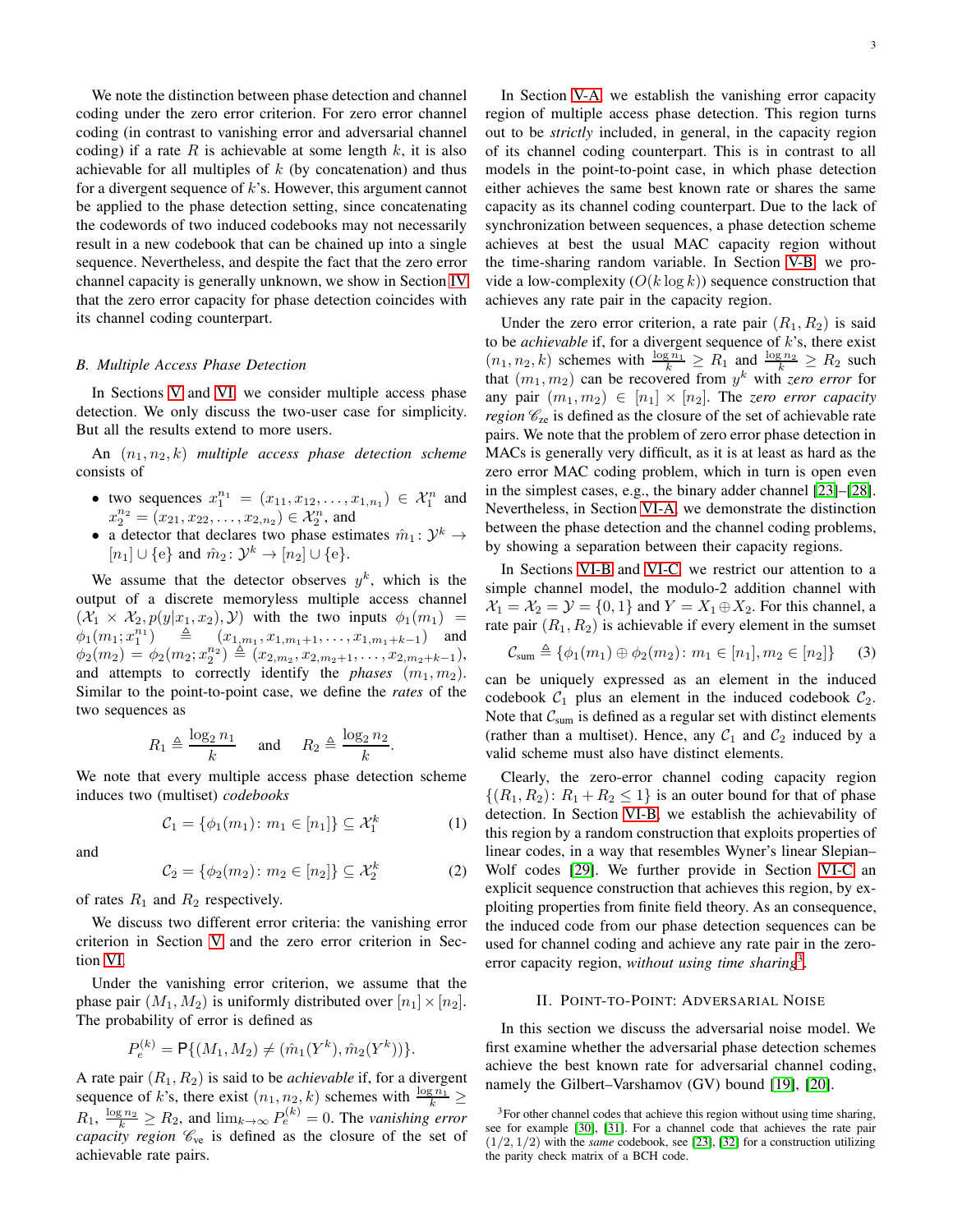We note the distinction between phase detection and channel coding under the zero error criterion. For zero error channel coding (in contrast to vanishing error and adversarial channel coding) if a rate $R$ is achievable at some length $k$, it is also achievable for all multiples of $k$ (by concatenation) and thus for a divergent sequence of $k$'s. However, this argument cannot be applied to the phase detection setting, since concatenating the codewords of two induced codebooks may not necessarily result in a new codebook that can be chained up into a single sequence. Nevertheless, and despite the fact that the zero error channel capacity is generally unknown, we show in Section IV that the zero error capacity for phase detection coincides with its channel coding counterpart.

### B. Multiple Access Phase Detection

In Sections V and VI, we consider multiple access phase detection. We only discuss the two-user case for simplicity. But all the results extend to more users.

An $(n_1, n_2, k)$ *multiple access phase detection scheme* consists of

- two sequences $x_1^{n_1} = (x_{11}, x_{12}, \ldots, x_{1,n_1}) \in \mathcal{X}_1^n$ and $x_2^{n_2} = (x_{21}, x_{22}, \ldots, x_{2,n_2}) \in \mathcal{X}_2^n$, and
- a detector that declares two phase estimates $\hat{m}_1 \colon \mathcal{Y}^k \to [n_1] \cup \{\mathrm{e}\}$ and $\hat{m}_2 \colon \mathcal{Y}^k \to [n_2] \cup \{\mathrm{e}\}$.

We assume that the detector observes $y^k$, which is the output of a discrete memoryless multiple access channel $(\mathcal{X}_1 \times \mathcal{X}_2, p(y|x_1, x_2), \mathcal{Y})$ with the two inputs $\phi_1(m_1) = \phi_1(m_1; x_1^{n_1}) \triangleq (x_{1,m_1}, x_{1,m_1+1}, \ldots, x_{1,m_1+k-1})$ and $\phi_2(m_2) = \phi_2(m_2; x_2^{n_2}) \triangleq (x_{2,m_2}, x_{2,m_2+1}, \ldots, x_{2,m_2+k-1})$, and attempts to correctly identify the *phases* $(m_1, m_2)$. Similar to the point-to-point case, we define the *rates* of the two sequences as

$$R_1 \triangleq \frac{\log_2 n_1}{k} \quad \text{and} \quad R_2 \triangleq \frac{\log_2 n_2}{k}.$$

We note that every multiple access phase detection scheme induces two (multiset) *codebooks*

$$\mathcal{C}_1 = \{\phi_1(m_1) \colon m_1 \in [n_1]\} \subseteq \mathcal{X}_1^k \tag{1}$$

and

$$\mathcal{C}_2 = \{\phi_2(m_2) \colon m_2 \in [n_2]\} \subseteq \mathcal{X}_2^k \tag{2}$$

of rates $R_1$ and $R_2$ respectively.

We discuss two different error criteria: the vanishing error criterion in Section V and the zero error criterion in Section VI.

Under the vanishing error criterion, we assume that the phase pair $(M_1, M_2)$ is uniformly distributed over $[n_1] \times [n_2]$. The probability of error is defined as

$$P_e^{(k)} = \mathsf{P}\{(M_1, M_2) \neq (\hat{m}_1(Y^k), \hat{m}_2(Y^k))\}.$$

A rate pair $(R_1, R_2)$ is said to be *achievable* if, for a divergent sequence of $k$'s, there exist $(n_1, n_2, k)$ schemes with $\frac{\log n_1}{k} \geq R_1$, $\frac{\log n_2}{k} \geq R_2$, and $\lim_{k\to\infty} P_e^{(k)} = 0$. The *vanishing error capacity region* $\mathscr{C}_{\mathrm{ve}}$ is defined as the closure of the set of achievable rate pairs.

In Section V-A, we establish the vanishing error capacity region of multiple access phase detection. This region turns out to be *strictly* included, in general, in the capacity region of its channel coding counterpart. This is in contrast to all models in the point-to-point case, in which phase detection either achieves the same best known rate or shares the same capacity as its channel coding counterpart. Due to the lack of synchronization between sequences, a phase detection scheme achieves at best the usual MAC capacity region without the time-sharing random variable. In Section V-B, we provide a low-complexity ($O(k \log k)$) sequence construction that achieves any rate pair in the capacity region.

Under the zero error criterion, a rate pair $(R_1, R_2)$ is said to be *achievable* if, for a divergent sequence of $k$'s, there exist $(n_1, n_2, k)$ schemes with $\frac{\log n_1}{k} \geq R_1$ and $\frac{\log n_2}{k} \geq R_2$ such that $(m_1, m_2)$ can be recovered from $y^k$ with *zero error* for any pair $(m_1, m_2) \in [n_1] \times [n_2]$. The *zero error capacity region* $\mathscr{C}_{\mathrm{ze}}$ is defined as the closure of the set of achievable rate pairs. We note that the problem of zero error phase detection in MACs is generally very difficult, as it is at least as hard as the zero error MAC coding problem, which in turn is open even in the simplest cases, e.g., the binary adder channel [23]–[28]. Nevertheless, in Section VI-A, we demonstrate the distinction between the phase detection and the channel coding problems, by showing a separation between their capacity regions.

In Sections VI-B and VI-C, we restrict our attention to a simple channel model, the modulo-2 addition channel with $\mathcal{X}_1 = \mathcal{X}_2 = \mathcal{Y} = \{0, 1\}$ and $Y = X_1 \oplus X_2$. For this channel, a rate pair $(R_1, R_2)$ is achievable if every element in the sumset

$$\mathcal{C}_{\mathrm{sum}} \triangleq \{\phi_1(m_1) \oplus \phi_2(m_2) \colon m_1 \in [n_1], m_2 \in [n_2]\} \tag{3}$$

can be uniquely expressed as an element in the induced codebook $\mathcal{C}_1$ plus an element in the induced codebook $\mathcal{C}_2$. Note that $\mathcal{C}_{\mathrm{sum}}$ is defined as a regular set with distinct elements (rather than a multiset). Hence, any $\mathcal{C}_1$ and $\mathcal{C}_2$ induced by a valid scheme must also have distinct elements.

Clearly, the zero-error channel coding capacity region $\{(R_1, R_2) \colon R_1 + R_2 \leq 1\}$ is an outer bound for that of phase detection. In Section VI-B, we establish the achievability of this region by a random construction that exploits properties of linear codes, in a way that resembles Wyner's linear Slepian–Wolf codes [29]. We further provide in Section VI-C an explicit sequence construction that achieves this region, by exploiting properties from finite field theory. As an consequence, the induced code from our phase detection sequences can be used for channel coding and achieve any rate pair in the zero-error capacity region, *without using time sharing*[3].

## II. Point-to-Point: Adversarial Noise

In this section we discuss the adversarial noise model. We first examine whether the adversarial phase detection schemes achieve the best known rate for adversarial channel coding, namely the Gilbert–Varshamov (GV) bound [19], [20].

[3] For other channel codes that achieve this region without using time sharing, see for example [30], [31]. For a channel code that achieves the rate pair $(1/2, 1/2)$ with the *same* codebook, see [23], [32] for a construction utilizing the parity check matrix of a BCH code.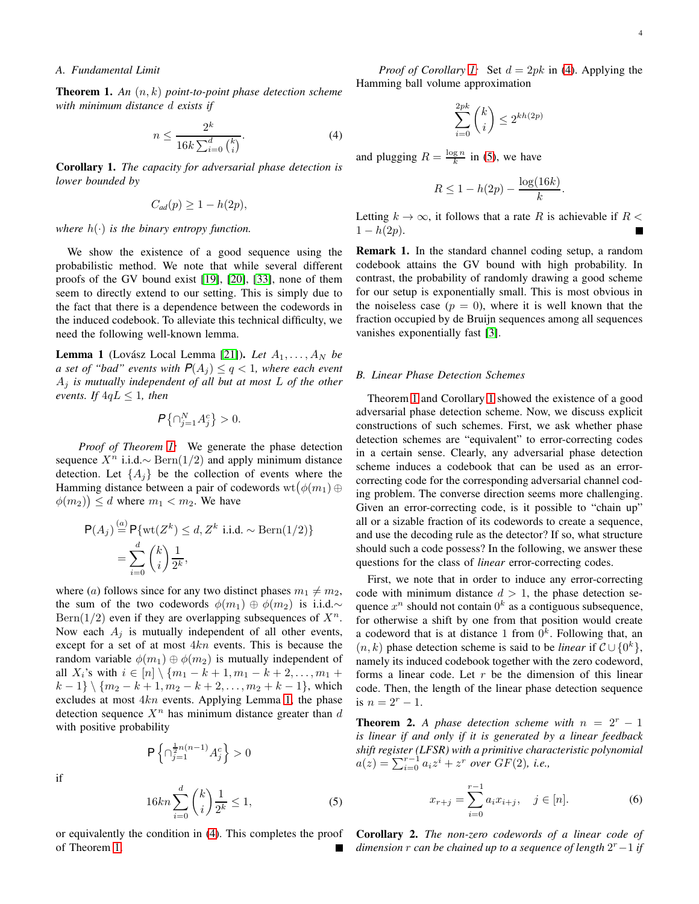### A. Fundamental Limit

**Theorem 1.** *An $(n,k)$ point-to-point phase detection scheme with minimum distance $d$ exists if*

$$n \leq \frac{2^k}{16k\sum_{i=0}^{d}\binom{k}{i}}. \tag{4}$$

**Corollary 1.** *The capacity for adversarial phase detection is lower bounded by*

$$C_{ad}(p) \geq 1 - h(2p),$$

*where $h(\cdot)$ is the binary entropy function.*

We show the existence of a good sequence using the probabilistic method. We note that while several different proofs of the GV bound exist [19], [20], [33], none of them seem to directly extend to our setting. This is simply due to the fact that there is a dependence between the codewords in the induced codebook. To alleviate this technical difficulty, we need the following well-known lemma.

**Lemma 1** (Lovász Local Lemma [21])**.** *Let $A_1,\ldots,A_N$ be a set of "bad" events with $\mathsf{P}(A_j) \leq q < 1$, where each event $A_j$ is mutually independent of all but at most $L$ of the other events. If $4qL \leq 1$, then*

$$\mathsf{P}\{\cap_{j=1}^{N} A_j^c\} > 0.$$

*Proof of Theorem 1:* We generate the phase detection sequence $X^n$ i.i.d.$\sim \mathrm{Bern}(1/2)$ and apply minimum distance detection. Let $\{A_j\}$ be the collection of events where the Hamming distance between a pair of codewords $\mathrm{wt}\big(\phi(m_1) \oplus \phi(m_2)\big) \leq d$ where $m_1 < m_2$. We have

$$\begin{aligned}\mathsf{P}(A_j) &\overset{(a)}{=} \mathsf{P}\{\mathrm{wt}(Z^k) \leq d, Z^k \text{ i.i.d.} \sim \mathrm{Bern}(1/2)\} \\ &= \sum_{i=0}^{d}\binom{k}{i}\frac{1}{2^k},\end{aligned}$$

where $(a)$ follows since for any two distinct phases $m_1 \neq m_2$, the sum of the two codewords $\phi(m_1) \oplus \phi(m_2)$ is i.i.d.$\sim \mathrm{Bern}(1/2)$ even if they are overlapping subsequences of $X^n$. Now each $A_j$ is mutually independent of all other events, except for a set of at most $4kn$ events. This is because the random variable $\phi(m_1) \oplus \phi(m_2)$ is mutually independent of all $X_i$'s with $i \in [n] \setminus \{m_1 - k + 1, m_1 - k + 2, \ldots, m_1 + k - 1\} \setminus \{m_2 - k + 1, m_2 - k + 2, \ldots, m_2 + k - 1\}$, which excludes at most $4kn$ events. Applying Lemma 1, the phase detection sequence $X^n$ has minimum distance greater than $d$ with positive probability

$$\mathsf{P}\left\{\cap_{j=1}^{\frac{1}{2}n(n-1)} A_j^c\right\} > 0$$

if

$$16kn\sum_{i=0}^{d}\binom{k}{i}\frac{1}{2^k} \leq 1, \tag{5}$$

or equivalently the condition in (4). This completes the proof of Theorem 1. ∎

*Proof of Corollary 1:* Set $d = 2pk$ in (4). Applying the Hamming ball volume approximation

$$\sum_{i=0}^{2pk}\binom{k}{i} \leq 2^{kh(2p)}$$

and plugging $R = \frac{\log n}{k}$ in (5), we have

$$R \leq 1 - h(2p) - \frac{\log(16k)}{k}.$$

Letting $k \to \infty$, it follows that a rate $R$ is achievable if $R < 1 - h(2p)$. ∎

**Remark 1.** In the standard channel coding setup, a random codebook attains the GV bound with high probability. In contrast, the probability of randomly drawing a good scheme for our setup is exponentially small. This is most obvious in the noiseless case ($p = 0$), where it is well known that the fraction occupied by de Bruijn sequences among all sequences vanishes exponentially fast [3].

### B. Linear Phase Detection Schemes

Theorem 1 and Corollary 1 showed the existence of a good adversarial phase detection scheme. Now, we discuss explicit constructions of such schemes. First, we ask whether phase detection schemes are "equivalent" to error-correcting codes in a certain sense. Clearly, any adversarial phase detection scheme induces a codebook that can be used as an error-correcting code for the corresponding adversarial channel coding problem. The converse direction seems more challenging. Given an error-correcting code, is it possible to "chain up" all or a sizable fraction of its codewords to create a sequence, and use the decoding rule as the detector? If so, what structure should such a code possess? In the following, we answer these questions for the class of *linear* error-correcting codes.

First, we note that in order to induce any error-correcting code with minimum distance $d > 1$, the phase detection sequence $x^n$ should not contain $0^k$ as a contiguous subsequence, for otherwise a shift by one from that position would create a codeword that is at distance 1 from $0^k$. Following that, an $(n,k)$ phase detection scheme is said to be *linear* if $\mathcal{C} \cup \{0^k\}$, namely its induced codebook together with the zero codeword, forms a linear code. Let $r$ be the dimension of this linear code. Then, the length of the linear phase detection sequence is $n = 2^r - 1$.

**Theorem 2.** *A phase detection scheme with $n = 2^r - 1$ is linear if and only if it is generated by a linear feedback shift register (LFSR) with a primitive characteristic polynomial $a(z) = \sum_{i=0}^{r-1} a_i z^i + z^r$ over GF(2), i.e.,*

$$x_{r+j} = \sum_{i=0}^{r-1} a_i x_{i+j}, \quad j \in [n]. \tag{6}$$

**Corollary 2.** *The non-zero codewords of a linear code of dimension $r$ can be chained up to a sequence of length $2^r - 1$ if*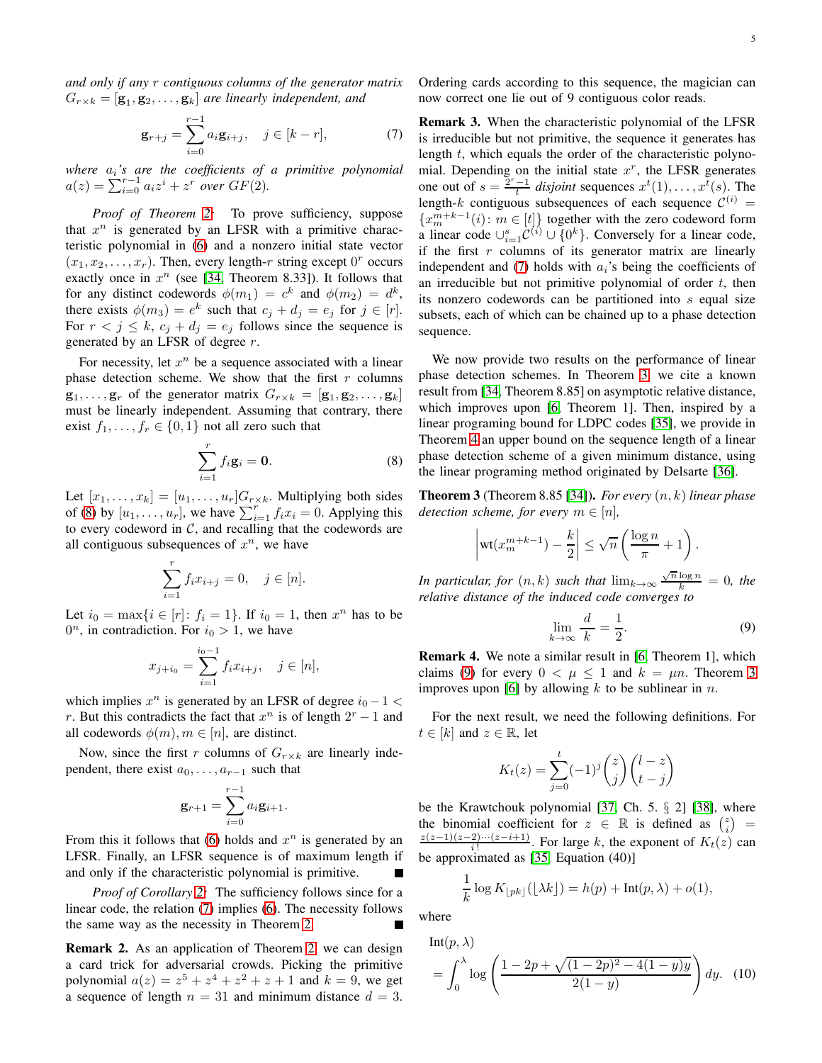*and only if any $r$ contiguous columns of the generator matrix $G_{r\times k} = [\mathbf{g}_1, \mathbf{g}_2, \dots, \mathbf{g}_k]$ are linearly independent, and*

$$\mathbf{g}_{r+j} = \sum_{i=0}^{r-1} a_i \mathbf{g}_{i+j}, \quad j \in [k-r], \tag{7}$$

*where $a_i$'s are the coefficients of a primitive polynomial $a(z) = \sum_{i=0}^{r-1} a_i z^i + z^r$ over $GF(2)$.*

*Proof of Theorem 2:* To prove sufficiency, suppose that $x^n$ is generated by an LFSR with a primitive characteristic polynomial in (6) and a nonzero initial state vector $(x_1, x_2, \dots, x_r)$. Then, every length-$r$ string except $0^r$ occurs exactly once in $x^n$ (see [34, Theorem 8.33]). It follows that for any distinct codewords $\phi(m_1) = c^k$ and $\phi(m_2) = d^k$, there exists $\phi(m_3) = e^k$ such that $c_j + d_j = e_j$ for $j \in [r]$. For $r < j \le k$, $c_j + d_j = e_j$ follows since the sequence is generated by an LFSR of degree $r$.

For necessity, let $x^n$ be a sequence associated with a linear phase detection scheme. We show that the first $r$ columns $\mathbf{g}_1, \dots, \mathbf{g}_r$ of the generator matrix $G_{r\times k} = [\mathbf{g}_1, \mathbf{g}_2, \dots, \mathbf{g}_k]$ must be linearly independent. Assuming that contrary, there exist $f_1, \dots, f_r \in \{0, 1\}$ not all zero such that

$$\sum_{i=1}^{r} f_i \mathbf{g}_i = \mathbf{0}. \tag{8}$$

Let $[x_1, \dots, x_k] = [u_1, \dots, u_r] G_{r\times k}$. Multiplying both sides of (8) by $[u_1, \dots, u_r]$, we have $\sum_{i=1}^{r} f_i x_i = 0$. Applying this to every codeword in $\mathcal{C}$, and recalling that the codewords are all contiguous subsequences of $x^n$, we have

$$\sum_{i=1}^{r} f_i x_{i+j} = 0, \quad j \in [n].$$

Let $i_0 = \max\{i \in [r] \colon f_i = 1\}$. If $i_0 = 1$, then $x^n$ has to be $0^n$, in contradiction. For $i_0 > 1$, we have

$$x_{j+i_0} = \sum_{i=1}^{i_0 - 1} f_i x_{i+j}, \quad j \in [n],$$

which implies $x^n$ is generated by an LFSR of degree $i_0 - 1 < r$. But this contradicts the fact that $x^n$ is of length $2^r - 1$ and all codewords $\phi(m), m \in [n]$, are distinct.

Now, since the first $r$ columns of $G_{r\times k}$ are linearly independent, there exist $a_0, \dots, a_{r-1}$ such that

$$\mathbf{g}_{r+1} = \sum_{i=0}^{r-1} a_i \mathbf{g}_{i+1}.$$

From this it follows that (6) holds and $x^n$ is generated by an LFSR. Finally, an LFSR sequence is of maximum length if and only if the characteristic polynomial is primitive. ∎

*Proof of Corollary 2:* The sufficiency follows since for a linear code, the relation (7) implies (6). The necessity follows the same way as the necessity in Theorem 2. ∎

**Remark 2.** As an application of Theorem 2, we can design a card trick for adversarial crowds. Picking the primitive polynomial $a(z) = z^5 + z^4 + z^2 + z + 1$ and $k = 9$, we get a sequence of length $n = 31$ and minimum distance $d = 3$. Ordering cards according to this sequence, the magician can now correct one lie out of 9 contiguous color reads.

**Remark 3.** When the characteristic polynomial of the LFSR is irreducible but not primitive, the sequence it generates has length $t$, which equals the order of the characteristic polynomial. Depending on the initial state $x^r$, the LFSR generates one out of $s = \frac{2^r - 1}{t}$ *disjoint* sequences $x^t(1), \dots, x^t(s)$. The length-$k$ contiguous subsequences of each sequence $\mathcal{C}^{(i)} = \{x_m^{m+k-1}(i) \colon m \in [t]\}$ together with the zero codeword form a linear code $\cup_{i=1}^{s} \mathcal{C}^{(i)} \cup \{0^k\}$. Conversely for a linear code, if the first $r$ columns of its generator matrix are linearly independent and (7) holds with $a_i$'s being the coefficients of an irreducible but not primitive polynomial of order $t$, then its nonzero codewords can be partitioned into $s$ equal size subsets, each of which can be chained up to a phase detection sequence.

We now provide two results on the performance of linear phase detection schemes. In Theorem 3, we cite a known result from [34, Theorem 8.85] on asymptotic relative distance, which improves upon [6, Theorem 1]. Then, inspired by a linear programing bound for LDPC codes [35], we provide in Theorem 4 an upper bound on the sequence length of a linear phase detection scheme of a given minimum distance, using the linear programing method originated by Delsarte [36].

**Theorem 3** (Theorem 8.85 [34])**.** *For every $(n, k)$ linear phase detection scheme, for every $m \in [n]$,*

$$\left| \text{wt}(x_m^{m+k-1}) - \frac{k}{2} \right| \le \sqrt{n} \left( \frac{\log n}{\pi} + 1 \right).$$

*In particular, for $(n, k)$ such that $\lim_{k\to\infty} \frac{\sqrt{n}\log n}{k} = 0$, the relative distance of the induced code converges to*

$$\lim_{k\to\infty} \frac{d}{k} = \frac{1}{2}. \tag{9}$$

**Remark 4.** We note a similar result in [6, Theorem 1], which claims (9) for every $0 < \mu \le 1$ and $k = \mu n$. Theorem 3 improves upon [6] by allowing $k$ to be sublinear in $n$.

For the next result, we need the following definitions. For $t \in [k]$ and $z \in \mathbb{R}$, let

$$K_t(z) = \sum_{j=0}^{t} (-1)^j \binom{z}{j} \binom{l-z}{t-j}$$

be the Krawtchouk polynomial [37, Ch. 5. § 2] [38], where the binomial coefficient for $z \in \mathbb{R}$ is defined as $\binom{z}{i} = \frac{z(z-1)(z-2)\cdots(z-i+1)}{i!}$. For large $k$, the exponent of $K_t(z)$ can be approximated as [35, Equation (40)]

$$\frac{1}{k} \log K_{\lfloor pk \rfloor}(\lfloor \lambda k \rfloor) = h(p) + \text{Int}(p, \lambda) + o(1),$$

where

$$\text{Int}(p, \lambda) = \int_0^{\lambda} \log \left( \frac{1 - 2p + \sqrt{(1-2p)^2 - 4(1-y)y}}{2(1-y)} \right) dy. \tag{10}$$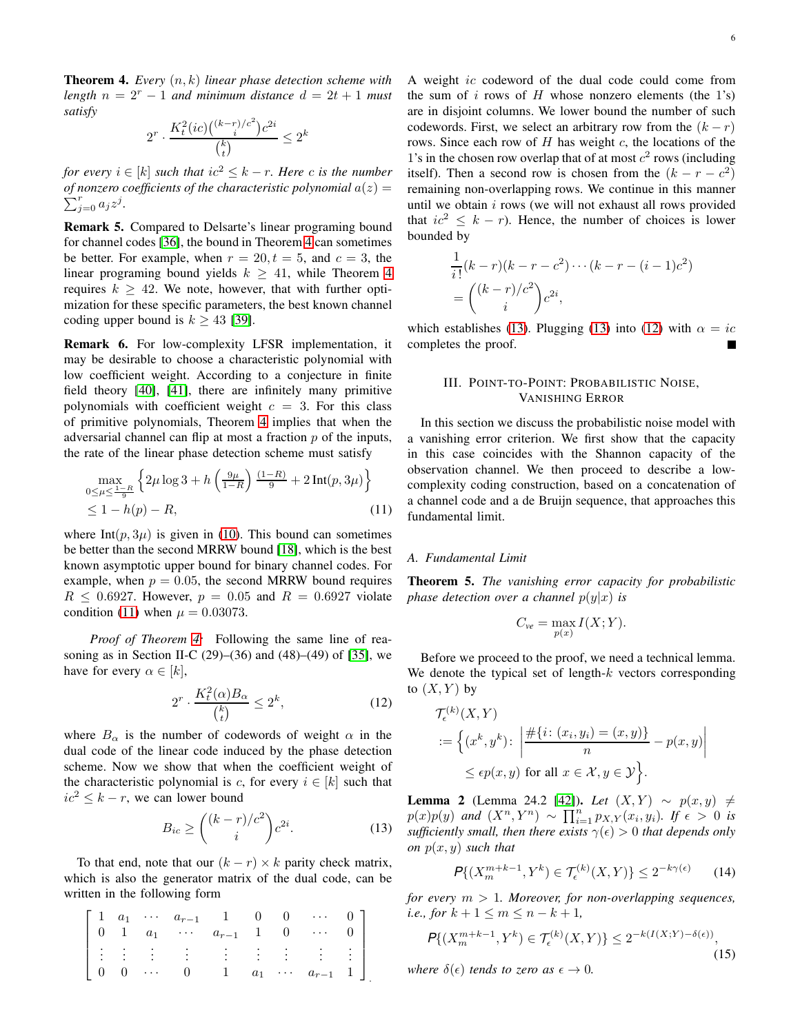**Theorem 4.** *Every $(n,k)$ linear phase detection scheme with length $n = 2^r - 1$ and minimum distance $d = 2t+1$ must satisfy*

$$2^r \cdot \frac{K_t^2(ic)\binom{(k-r)/c^2}{i}c^{2i}}{\binom{k}{t}} \le 2^k$$

*for every $i \in [k]$ such that $ic^2 \le k - r$. Here $c$ is the number of nonzero coefficients of the characteristic polynomial $a(z) = \sum_{j=0}^{r} a_j z^j$.*

**Remark 5.** Compared to Delsarte's linear programing bound for channel codes [36], the bound in Theorem 4 can sometimes be better. For example, when $r = 20, t = 5$, and $c = 3$, the linear programing bound yields $k \ge 41$, while Theorem 4 requires $k \ge 42$. We note, however, that with further optimization for these specific parameters, the best known channel coding upper bound is $k \ge 43$ [39].

**Remark 6.** For low-complexity LFSR implementation, it may be desirable to choose a characteristic polynomial with low coefficient weight. According to a conjecture in finite field theory [40], [41], there are infinitely many primitive polynomials with coefficient weight $c = 3$. For this class of primitive polynomials, Theorem 4 implies that when the adversarial channel can flip at most a fraction $p$ of the inputs, the rate of the linear phase detection scheme must satisfy

$$\max_{0 \le \mu \le \frac{1-R}{9}} \left\{ 2\mu \log 3 + h\left(\frac{9\mu}{1-R}\right)\frac{(1-R)}{9} + 2\,\mathrm{Int}(p, 3\mu) \right\} \le 1 - h(p) - R, \tag{11}$$

where $\mathrm{Int}(p, 3\mu)$ is given in (10). This bound can sometimes be better than the second MRRW bound [18], which is the best known asymptotic upper bound for binary channel codes. For example, when $p = 0.05$, the second MRRW bound requires $R \le 0.6927$. However, $p = 0.05$ and $R = 0.6927$ violate condition (11) when $\mu = 0.03073$.

*Proof of Theorem 4:* Following the same line of reasoning as in Section II-C (29)–(36) and (48)–(49) of [35], we have for every $\alpha \in [k]$,

$$2^r \cdot \frac{K_t^2(\alpha) B_\alpha}{\binom{k}{t}} \le 2^k, \tag{12}$$

where $B_\alpha$ is the number of codewords of weight $\alpha$ in the dual code of the linear code induced by the phase detection scheme. Now we show that when the coefficient weight of the characteristic polynomial is $c$, for every $i \in [k]$ such that $ic^2 \le k - r$, we can lower bound

$$B_{ic} \ge \binom{(k-r)/c^2}{i} c^{2i}. \tag{13}$$

To that end, note that our $(k-r) \times k$ parity check matrix, which is also the generator matrix of the dual code, can be written in the following form

$$\begin{bmatrix} 1 & a_1 & \cdots & a_{r-1} & 1 & 0 & 0 & \cdots & 0 \\ 0 & 1 & a_1 & \cdots & a_{r-1} & 1 & 0 & \cdots & 0 \\ \vdots & \vdots & \vdots & \vdots & \vdots & \vdots & \vdots & \vdots & \vdots \\ 0 & 0 & \cdots & 0 & 1 & a_1 & \cdots & a_{r-1} & 1 \end{bmatrix}.$$

A weight $ic$ codeword of the dual code could come from the sum of $i$ rows of $H$ whose nonzero elements (the 1's) are in disjoint columns. We lower bound the number of such codewords. First, we select an arbitrary row from the $(k-r)$ rows. Since each row of $H$ has weight $c$, the locations of the 1's in the chosen row overlap that of at most $c^2$ rows (including itself). Then a second row is chosen from the $(k - r - c^2)$ remaining non-overlapping rows. We continue in this manner until we obtain $i$ rows (we will not exhaust all rows provided that $ic^2 \le k - r$). Hence, the number of choices is lower bounded by

$$\frac{1}{i!}(k-r)(k-r-c^2)\cdots(k-r-(i-1)c^2) = \binom{(k-r)/c^2}{i} c^{2i},$$

which establishes (13). Plugging (13) into (12) with $\alpha = ic$ completes the proof. ■

## III. Point-to-Point: Probabilistic Noise, Vanishing Error

In this section we discuss the probabilistic noise model with a vanishing error criterion. We first show that the capacity in this case coincides with the Shannon capacity of the observation channel. We then proceed to describe a low-complexity coding construction, based on a concatenation of a channel code and a de Bruijn sequence, that approaches this fundamental limit.

### A. Fundamental Limit

**Theorem 5.** *The vanishing error capacity for probabilistic phase detection over a channel $p(y|x)$ is*

$$C_{ve} = \max_{p(x)} I(X;Y).$$

Before we proceed to the proof, we need a technical lemma. We denote the typical set of length-$k$ vectors corresponding to $(X,Y)$ by

$$\mathcal{T}_\epsilon^{(k)}(X,Y) := \left\{ (x^k, y^k) \colon \left| \frac{\#\{i \colon (x_i, y_i) = (x,y)\}}{n} - p(x,y) \right| \le \epsilon p(x,y) \text{ for all } x \in \mathcal{X}, y \in \mathcal{Y} \right\}.$$

**Lemma 2** (Lemma 24.2 [42]). *Let $(X,Y) \sim p(x,y) \ne p(x)p(y)$ and $(X^n, Y^n) \sim \prod_{i=1}^n p_{X,Y}(x_i, y_i)$. If $\epsilon > 0$ is sufficiently small, then there exists $\gamma(\epsilon) > 0$ that depends only on $p(x,y)$ such that*

$$\mathsf{P}\{(X_m^{m+k-1}, Y^k) \in \mathcal{T}_\epsilon^{(k)}(X,Y)\} \le 2^{-k\gamma(\epsilon)} \tag{14}$$

*for every $m > 1$. Moreover, for non-overlapping sequences, i.e., for $k+1 \le m \le n-k+1$,*

$$\mathsf{P}\{(X_m^{m+k-1}, Y^k) \in \mathcal{T}_\epsilon^{(k)}(X,Y)\} \le 2^{-k(I(X;Y) - \delta(\epsilon))}, \tag{15}$$

*where $\delta(\epsilon)$ tends to zero as $\epsilon \to 0$.*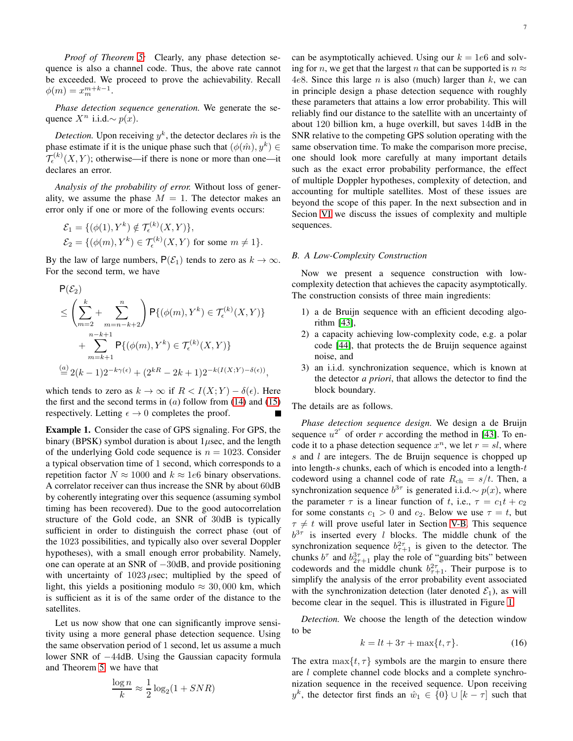*Proof of Theorem 5:* Clearly, any phase detection sequence is also a channel code. Thus, the above rate cannot be exceeded. We proceed to prove the achievability. Recall $\phi(m) = x_m^{m+k-1}$.

*Phase detection sequence generation.* We generate the sequence $X^n$ i.i.d.$\sim p(x)$.

*Detection.* Upon receiving $y^k$, the detector declares $\hat{m}$ is the phase estimate if it is the unique phase such that $(\phi(\hat{m}), y^k) \in \mathcal{T}_\epsilon^{(k)}(X,Y)$; otherwise—if there is none or more than one—it declares an error.

*Analysis of the probability of error.* Without loss of generality, we assume the phase $M = 1$. The detector makes an error only if one or more of the following events occurs:

$$\mathcal{E}_1 = \{(\phi(1), Y^k) \notin \mathcal{T}_\epsilon^{(k)}(X,Y)\},$$
$$\mathcal{E}_2 = \{(\phi(m), Y^k) \in \mathcal{T}_\epsilon^{(k)}(X,Y) \text{ for some } m \neq 1\}.$$

By the law of large numbers, $\mathsf{P}(\mathcal{E}_1)$ tends to zero as $k \to \infty$. For the second term, we have

$$\begin{aligned}
&\mathsf{P}(\mathcal{E}_2)\\
&\leq \left(\sum_{m=2}^{k} + \sum_{m=n-k+2}^{n}\right) \mathsf{P}\{(\phi(m), Y^k) \in \mathcal{T}_\epsilon^{(k)}(X,Y)\}\\
&\quad + \sum_{m=k+1}^{n-k+1} \mathsf{P}\{(\phi(m), Y^k) \in \mathcal{T}_\epsilon^{(k)}(X,Y)\}\\
&\overset{(a)}{=} 2(k-1)2^{-k\gamma(\epsilon)} + (2^{kR} - 2k + 1)2^{-k(I(X;Y)-\delta(\epsilon))},
\end{aligned}$$

which tends to zero as $k \to \infty$ if $R < I(X;Y) - \delta(\epsilon)$. Here the first and the second terms in $(a)$ follow from (14) and (15) respectively. Letting $\epsilon \to 0$ completes the proof. ∎

**Example 1.** Consider the case of GPS signaling. For GPS, the binary (BPSK) symbol duration is about $1\mu$sec, and the length of the underlying Gold code sequence is $n = 1023$. Consider a typical observation time of 1 second, which corresponds to a repetition factor $N \approx 1000$ and $k \approx 1e6$ binary observations. A correlator receiver can thus increase the SNR by about 60dB by coherently integrating over this sequence (assuming symbol timing has been recovered). Due to the good autocorrelation structure of the Gold code, an SNR of 30dB is typically sufficient in order to distinguish the correct phase (out of the 1023 possibilities, and typically also over several Doppler hypotheses), with a small enough error probability. Namely, one can operate at an SNR of $-30$dB, and provide positioning with uncertainty of $1023\,\mu$sec; multiplied by the speed of light, this yields a positioning modulo $\approx 30,000$ km, which is sufficient as it is of the same order of the distance to the satellites.

Let us now show that one can significantly improve sensitivity using a more general phase detection sequence. Using the same observation period of 1 second, let us assume a much lower SNR of $-44$dB. Using the Gaussian capacity formula and Theorem 5, we have that

$$\frac{\log n}{k} \approx \frac{1}{2}\log_2(1 + SNR)$$

can be asymptotically achieved. Using our $k = 1e6$ and solving for $n$, we get that the largest $n$ that can be supported is $n \approx 4e8$. Since this large $n$ is also (much) larger than $k$, we can in principle design a phase detection sequence with roughly these parameters that attains a low error probability. This will reliably find our distance to the satellite with an uncertainty of about 120 billion km, a huge overkill, but saves 14dB in the SNR relative to the competing GPS solution operating with the same observation time. To make the comparison more precise, one should look more carefully at many important details such as the exact error probability performance, the effect of multiple Doppler hypotheses, complexity of detection, and accounting for multiple satellites. Most of these issues are beyond the scope of this paper. In the next subsection and in Secion VI we discuss the issues of complexity and multiple sequences.

### B. A Low-Complexity Construction

Now we present a sequence construction with low-complexity detection that achieves the capacity asymptotically. The construction consists of three main ingredients:

1) a de Bruijn sequence with an efficient decoding algorithm [43],
2) a capacity achieving low-complexity code, e.g. a polar code [44], that protects the de Bruijn sequence against noise, and
3) an i.i.d. synchronization sequence, which is known at the detector *a priori*, that allows the detector to find the block boundary.

The details are as follows.

*Phase detection sequence design.* We design a de Bruijn sequence $u^{2^r}$ of order $r$ according the method in [43]. To encode it to a phase detection sequence $x^n$, we let $r = sl$, where $s$ and $l$ are integers. The de Bruijn sequence is chopped up into length-$s$ chunks, each of which is encoded into a length-$t$ codeword using a channel code of rate $R_{\text{ch}} = s/t$. Then, a synchronization sequence $b^{3\tau}$ is generated i.i.d.$\sim p(x)$, where the parameter $\tau$ is a linear function of $t$, i.e., $\tau = c_1 t + c_2$ for some constants $c_1 > 0$ and $c_2$. Below we use $\tau = t$, but $\tau \neq t$ will prove useful later in Section V-B. This sequence $b^{3\tau}$ is inserted every $l$ blocks. The middle chunk of the synchronization sequence $b_{\tau+1}^{2\tau}$ is given to the detector. The chunks $b^\tau$ and $b_{2\tau+1}^{3\tau}$ play the role of "guarding bits" between codewords and the middle chunk $b_{\tau+1}^{2\tau}$. Their purpose is to simplify the analysis of the error probability event associated with the synchronization detection (later denoted $\mathcal{E}_1$), as will become clear in the sequel. This is illustrated in Figure 1.

*Detection.* We choose the length of the detection window to be

$$k = lt + 3\tau + \max\{t, \tau\}. \tag{16}$$

The extra $\max\{t, \tau\}$ symbols are the margin to ensure there are $l$ complete channel code blocks and a complete synchronization sequence in the received sequence. Upon receiving $y^k$, the detector first finds an $\hat{w}_1 \in \{0\} \cup [k - \tau]$ such that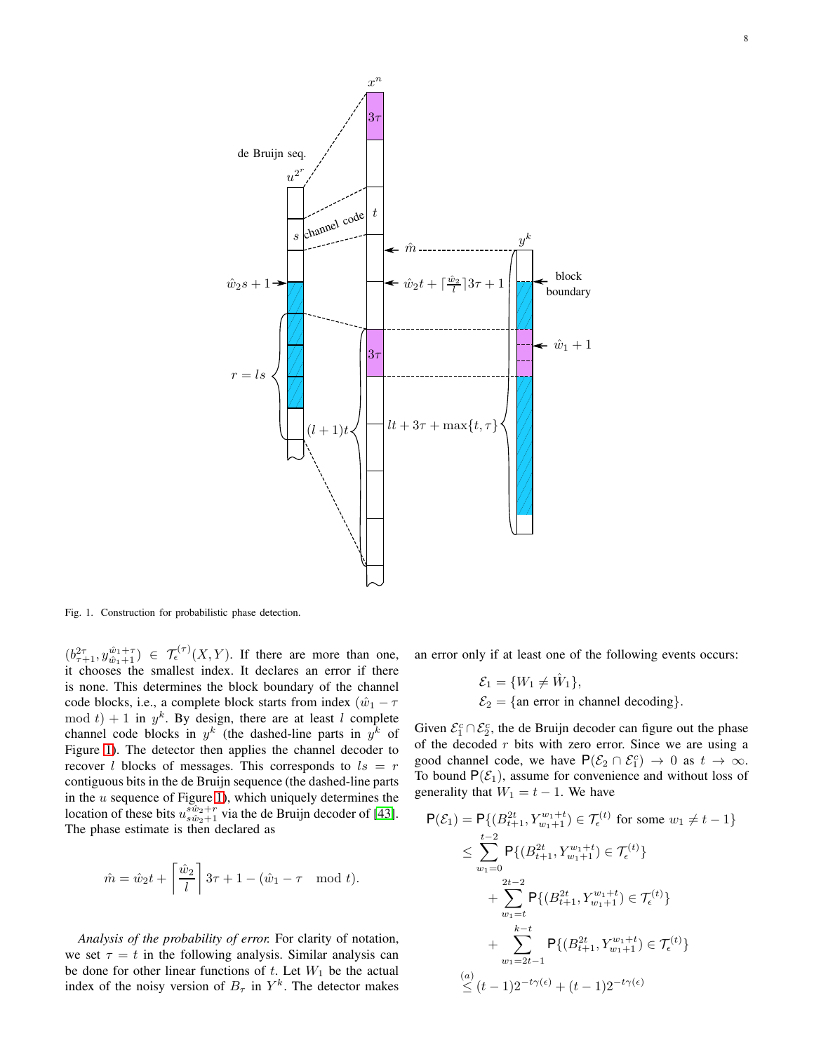Fig. 1. Construction for probabilistic phase detection.

$(b_{\tau+1}^{2\tau}, y_{\hat{w}_1+1}^{\hat{w}_1+\tau}) \in \mathcal{T}_\epsilon^{(\tau)}(X,Y)$. If there are more than one, it chooses the smallest index. It declares an error if there is none. This determines the block boundary of the channel code blocks, i.e., a complete block starts from index $(\hat{w}_1 - \tau \mod t) + 1$ in $y^k$. By design, there are at least $l$ complete channel code blocks in $y^k$ (the dashed-line parts in $y^k$ of Figure 1). The detector then applies the channel decoder to recover $l$ blocks of messages. This corresponds to $ls = r$ contiguous bits in the de Bruijn sequence (the dashed-line parts in the $u$ sequence of Figure 1), which uniquely determines the location of these bits $u_{s\hat{w}_2+1}^{s\hat{w}_2+r}$ via the de Bruijn decoder of [43]. The phase estimate is then declared as

$$\hat{m} = \hat{w}_2 t + \left\lceil \frac{\hat{w}_2}{l} \right\rceil 3\tau + 1 - (\hat{w}_1 - \tau \mod t).$$

*Analysis of the probability of error.* For clarity of notation, we set $\tau = t$ in the following analysis. Similar analysis can be done for other linear functions of $t$. Let $W_1$ be the actual index of the noisy version of $B_\tau$ in $Y^k$. The detector makes an error only if at least one of the following events occurs:

$$\mathcal{E}_1 = \{W_1 \neq \hat{W}_1\},$$
$$\mathcal{E}_2 = \{\text{an error in channel decoding}\}.$$

Given $\mathcal{E}_1^c \cap \mathcal{E}_2^c$, the de Bruijn decoder can figure out the phase of the decoded $r$ bits with zero error. Since we are using a good channel code, we have $\mathsf{P}(\mathcal{E}_2 \cap \mathcal{E}_1^c) \to 0$ as $t \to \infty$. To bound $\mathsf{P}(\mathcal{E}_1)$, assume for convenience and without loss of generality that $W_1 = t-1$. We have

$$\begin{aligned}
\mathsf{P}(\mathcal{E}_1) &= \mathsf{P}\{(B_{t+1}^{2t}, Y_{w_1+1}^{w_1+t}) \in \mathcal{T}_\epsilon^{(t)} \text{ for some } w_1 \neq t-1\} \\
&\leq \sum_{w_1=0}^{t-2} \mathsf{P}\{(B_{t+1}^{2t}, Y_{w_1+1}^{w_1+t}) \in \mathcal{T}_\epsilon^{(t)}\} \\
&\quad + \sum_{w_1=t}^{2t-2} \mathsf{P}\{(B_{t+1}^{2t}, Y_{w_1+1}^{w_1+t}) \in \mathcal{T}_\epsilon^{(t)}\} \\
&\quad + \sum_{w_1=2t-1}^{k-t} \mathsf{P}\{(B_{t+1}^{2t}, Y_{w_1+1}^{w_1+t}) \in \mathcal{T}_\epsilon^{(t)}\} \\
&\overset{(a)}{\leq} (t-1)2^{-t\gamma(\epsilon)} + (t-1)2^{-t\gamma(\epsilon)}
\end{aligned}$$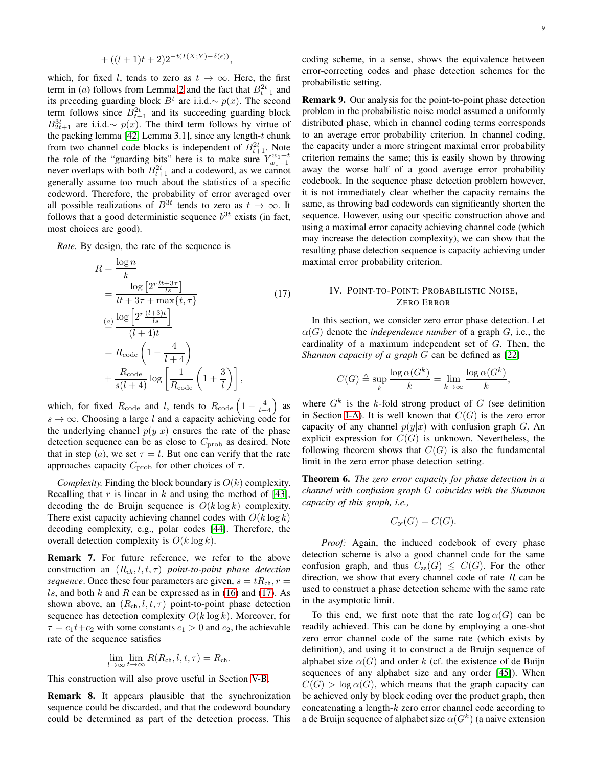$$+ ((l+1)t+2)2^{-t(I(X;Y)-\delta(\epsilon))},$$

which, for fixed $l$, tends to zero as $t \to \infty$. Here, the first term in $(a)$ follows from Lemma 2 and the fact that $B_{t+1}^{2t}$ and its preceding guarding block $B^t$ are i.i.d.$\sim p(x)$. The second term follows since $B_{t+1}^{2t}$ and its succeeding guarding block $B_{2t+1}^{3t}$ are i.i.d.$\sim p(x)$. The third term follows by virtue of the packing lemma [42, Lemma 3.1], since any length-$t$ chunk from two channel code blocks is independent of $B_{t+1}^{2t}$. Note the role of the "guarding bits" here is to make sure $Y_{w_1+1}^{w_1+t}$ never overlaps with both $B_{t+1}^{2t}$ and a codeword, as we cannot generally assume too much about the statistics of a specific codeword. Therefore, the probability of error averaged over all possible realizations of $B^{3t}$ tends to zero as $t \to \infty$. It follows that a good deterministic sequence $b^{3t}$ exists (in fact, most choices are good).

*Rate.* By design, the rate of the sequence is

$$\begin{aligned}
R &= \frac{\log n}{k} \\
&= \frac{\log\left[2^{r\frac{lt+3\tau}{ls}}\right]}{lt+3\tau+\max\{t,\tau\}} \qquad (17)\\
&\overset{(a)}{=} \frac{\log\left[2^{r\frac{(l+3)t}{ls}}\right]}{(l+4)t} \\
&= R_{\text{code}}\left(1-\frac{4}{l+4}\right) \\
&\quad + \frac{R_{\text{code}}}{s(l+4)}\log\left[\frac{1}{R_{\text{code}}}\left(1+\frac{3}{l}\right)\right],
\end{aligned}$$

which, for fixed $R_{\text{code}}$ and $l$, tends to $R_{\text{code}}\left(1-\frac{4}{l+4}\right)$ as $s \to \infty$. Choosing a large $l$ and a capacity achieving code for the underlying channel $p(y|x)$ ensures the rate of the phase detection sequence can be as close to $C_{\text{prob}}$ as desired. Note that in step $(a)$, we set $\tau = t$. But one can verify that the rate approaches capacity $C_{\text{prob}}$ for other choices of $\tau$.

*Complexity.* Finding the block boundary is $O(k)$ complexity. Recalling that $r$ is linear in $k$ and using the method of [43], decoding the de Bruijn sequence is $O(k \log k)$ complexity. There exist capacity achieving channel codes with $O(k \log k)$ decoding complexity, e.g., polar codes [44]. Therefore, the overall detection complexity is $O(k \log k)$.

**Remark 7.** For future reference, we refer to the above construction an $(R_{\text{ch}}, l, t, \tau)$ *point-to-point phase detection sequence*. Once these four parameters are given, $s = tR_{\text{ch}}, r = ls$, and both $k$ and $R$ can be expressed as in (16) and (17). As shown above, an $(R_{\text{ch}}, l, t, \tau)$ point-to-point phase detection sequence has detection complexity $O(k \log k)$. Moreover, for $\tau = c_1 t + c_2$ with some constants $c_1 > 0$ and $c_2$, the achievable rate of the sequence satisfies

$$\lim_{l\to\infty}\lim_{t\to\infty} R(R_{\text{ch}}, l, t, \tau) = R_{\text{ch}}.$$

This construction will also prove useful in Section V-B.

**Remark 8.** It appears plausible that the synchronization sequence could be discarded, and that the codeword boundary could be determined as part of the detection process. This coding scheme, in a sense, shows the equivalence between error-correcting codes and phase detection schemes for the probabilistic setting.

**Remark 9.** Our analysis for the point-to-point phase detection problem in the probabilistic noise model assumed a uniformly distributed phase, which in channel coding terms corresponds to an average error probability criterion. In channel coding, the capacity under a more stringent maximal error probability criterion remains the same; this is easily shown by throwing away the worse half of a good average error probability codebook. In the sequence phase detection problem however, it is not immediately clear whether the capacity remains the same, as throwing bad codewords can significantly shorten the sequence. However, using our specific construction above and using a maximal error capacity achieving channel code (which may increase the detection complexity), we can show that the resulting phase detection sequence is capacity achieving under maximal error probability criterion.

## IV. Point-to-Point: Probabilistic Noise, Zero Error

In this section, we consider zero error phase detection. Let $\alpha(G)$ denote the *independence number* of a graph $G$, i.e., the cardinality of a maximum independent set of $G$. Then, the *Shannon capacity of a graph $G$* can be defined as [22]

$$C(G) \triangleq \sup_k \frac{\log \alpha(G^k)}{k} = \lim_{k\to\infty}\frac{\log \alpha(G^k)}{k},$$

where $G^k$ is the $k$-fold strong product of $G$ (see definition in Section I-A). It is well known that $C(G)$ is the zero error capacity of any channel $p(y|x)$ with confusion graph $G$. An explicit expression for $C(G)$ is unknown. Nevertheless, the following theorem shows that $C(G)$ is also the fundamental limit in the zero error phase detection setting.

**Theorem 6.** *The zero error capacity for phase detection in a channel with confusion graph $G$ coincides with the Shannon capacity of this graph, i.e.,*

$$C_{ze}(G) = C(G).$$

*Proof:* Again, the induced codebook of every phase detection scheme is also a good channel code for the same confusion graph, and thus $C_{\text{ze}}(G) \le C(G)$. For the other direction, we show that every channel code of rate $R$ can be used to construct a phase detection scheme with the same rate in the asymptotic limit.

To this end, we first note that the rate $\log \alpha(G)$ can be readily achieved. This can be done by employing a one-shot zero error channel code of the same rate (which exists by definition), and using it to construct a de Bruijn sequence of alphabet size $\alpha(G)$ and order $k$ (cf. the existence of de Buijn sequences of any alphabet size and any order [45]). When $C(G) > \log \alpha(G)$, which means that the graph capacity can be achieved only by block coding over the product graph, then concatenating a length-$k$ zero error channel code according to a de Bruijn sequence of alphabet size $\alpha(G^k)$ (a naive extension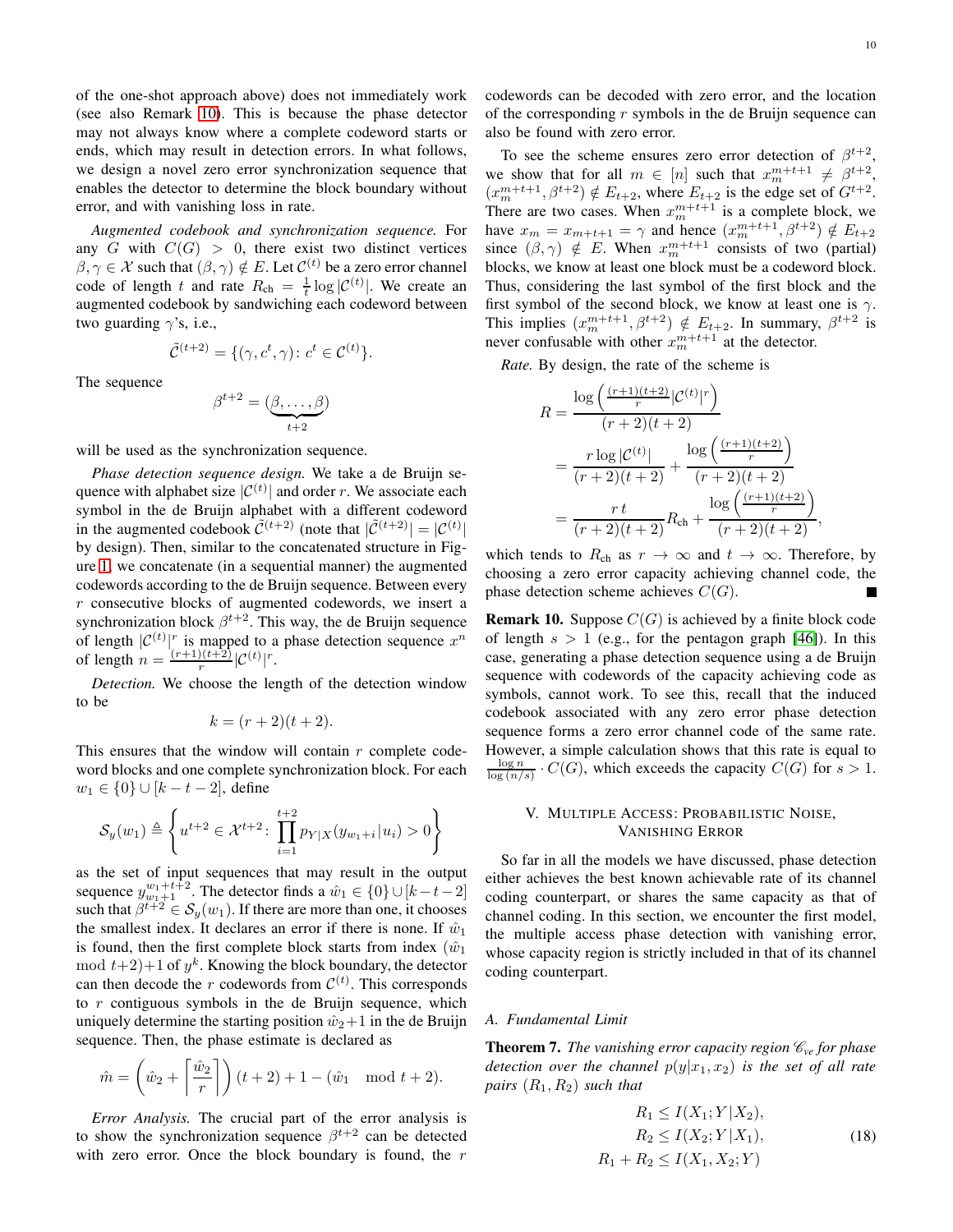of the one-shot approach above) does not immediately work (see also Remark 10). This is because the phase detector may not always know where a complete codeword starts or ends, which may result in detection errors. In what follows, we design a novel zero error synchronization sequence that enables the detector to determine the block boundary without error, and with vanishing loss in rate.

*Augmented codebook and synchronization sequence.* For any $G$ with $C(G) > 0$, there exist two distinct vertices $\beta, \gamma \in \mathcal{X}$ such that $(\beta, \gamma) \notin E$. Let $\mathcal{C}^{(t)}$ be a zero error channel code of length $t$ and rate $R_{\text{ch}} = \frac{1}{t}\log|\mathcal{C}^{(t)}|$. We create an augmented codebook by sandwiching each codeword between two guarding $\gamma$'s, i.e.,

$$\tilde{\mathcal{C}}^{(t+2)} = \{(\gamma, c^t, \gamma) \colon c^t \in \mathcal{C}^{(t)}\}.$$

The sequence

$$\beta^{t+2} = (\underbrace{\beta, \ldots, \beta}_{t+2})$$

will be used as the synchronization sequence.

*Phase detection sequence design.* We take a de Bruijn sequence with alphabet size $|\mathcal{C}^{(t)}|$ and order $r$. We associate each symbol in the de Bruijn alphabet with a different codeword in the augmented codebook $\tilde{\mathcal{C}}^{(t+2)}$ (note that $|\tilde{\mathcal{C}}^{(t+2)}| = |\mathcal{C}^{(t)}|$ by design). Then, similar to the concatenated structure in Figure 1, we concatenate (in a sequential manner) the augmented codewords according to the de Bruijn sequence. Between every $r$ consecutive blocks of augmented codewords, we insert a synchronization block $\beta^{t+2}$. This way, the de Bruijn sequence of length $|\mathcal{C}^{(t)}|^r$ is mapped to a phase detection sequence $x^n$ of length $n = \frac{(r+1)(t+2)}{r}|\mathcal{C}^{(t)}|^r$.

*Detection.* We choose the length of the detection window to be

$$k = (r+2)(t+2).$$

This ensures that the window will contain $r$ complete codeword blocks and one complete synchronization block. For each $w_1 \in \{0\} \cup [k-t-2]$, define

$$\mathcal{S}_y(w_1) \triangleq \left\{ u^{t+2} \in \mathcal{X}^{t+2} \colon \prod_{i=1}^{t+2} p_{Y|X}(y_{w_1+i}|u_i) > 0 \right\}$$

as the set of input sequences that may result in the output sequence $y_{w_1+1}^{w_1+t+2}$. The detector finds a $\hat{w}_1 \in \{0\} \cup [k-t-2]$ such that $\beta^{t+2} \in \mathcal{S}_y(w_1)$. If there are more than one, it chooses the smallest index. It declares an error if there is none. If $\hat{w}_1$ is found, then the first complete block starts from index $(\hat{w}_1 \mod t+2)+1$ of $y^k$. Knowing the block boundary, the detector can then decode the $r$ codewords from $\mathcal{C}^{(t)}$. This corresponds to $r$ contiguous symbols in the de Bruijn sequence, which uniquely determine the starting position $\hat{w}_2+1$ in the de Bruijn sequence. Then, the phase estimate is declared as

$$\hat{m} = \left(\hat{w}_2 + \left\lceil \frac{\hat{w}_2}{r} \right\rceil\right)(t+2) + 1 - (\hat{w}_1 \mod t+2).$$

*Error Analysis.* The crucial part of the error analysis is to show the synchronization sequence $\beta^{t+2}$ can be detected with zero error. Once the block boundary is found, the $r$ codewords can be decoded with zero error, and the location of the corresponding $r$ symbols in the de Bruijn sequence can also be found with zero error.

To see the scheme ensures zero error detection of $\beta^{t+2}$, we show that for all $m \in [n]$ such that $x_m^{m+t+1} \neq \beta^{t+2}$, $(x_m^{m+t+1}, \beta^{t+2}) \notin E_{t+2}$, where $E_{t+2}$ is the edge set of $G^{t+2}$. There are two cases. When $x_m^{m+t+1}$ is a complete block, we have $x_m = x_{m+t+1} = \gamma$ and hence $(x_m^{m+t+1}, \beta^{t+2}) \notin E_{t+2}$ since $(\beta, \gamma) \notin E$. When $x_m^{m+t+1}$ consists of two (partial) blocks, we know at least one block must be a codeword block. Thus, considering the last symbol of the first block and the first symbol of the second block, we know at least one is $\gamma$. This implies $(x_m^{m+t+1}, \beta^{t+2}) \notin E_{t+2}$. In summary, $\beta^{t+2}$ is never confusable with other $x_m^{m+t+1}$ at the detector.

*Rate.* By design, the rate of the scheme is

$$\begin{aligned}
R &= \frac{\log\left(\frac{(r+1)(t+2)}{r}|\mathcal{C}^{(t)}|^r\right)}{(r+2)(t+2)} \\
&= \frac{r\log|\mathcal{C}^{(t)}|}{(r+2)(t+2)} + \frac{\log\left(\frac{(r+1)(t+2)}{r}\right)}{(r+2)(t+2)} \\
&= \frac{r\,t}{(r+2)(t+2)}R_{\text{ch}} + \frac{\log\left(\frac{(r+1)(t+2)}{r}\right)}{(r+2)(t+2)},
\end{aligned}$$

which tends to $R_{\text{ch}}$ as $r \to \infty$ and $t \to \infty$. Therefore, by choosing a zero error capacity achieving channel code, the phase detection scheme achieves $C(G)$. ■

**Remark 10.** Suppose $C(G)$ is achieved by a finite block code of length $s > 1$ (e.g., for the pentagon graph [46]). In this case, generating a phase detection sequence using a de Bruijn sequence with codewords of the capacity achieving code as symbols, cannot work. To see this, recall that the induced codebook associated with any zero error phase detection sequence forms a zero error channel code of the same rate. However, a simple calculation shows that this rate is equal to $\frac{\log n}{\log(n/s)} \cdot C(G)$, which exceeds the capacity $C(G)$ for $s > 1$.

## V. Multiple Access: Probabilistic Noise, Vanishing Error

So far in all the models we have discussed, phase detection either achieves the best known achievable rate of its channel coding counterpart, or shares the same capacity as that of channel coding. In this section, we encounter the first model, the multiple access phase detection with vanishing error, whose capacity region is strictly included in that of its channel coding counterpart.

### A. Fundamental Limit

**Theorem 7.** *The vanishing error capacity region $\mathscr{C}_{ve}$ for phase detection over the channel $p(y|x_1, x_2)$ is the set of all rate pairs $(R_1, R_2)$ such that*

$$\begin{aligned}
R_1 &\leq I(X_1; Y|X_2), \\
R_2 &\leq I(X_2; Y|X_1), \qquad (18) \\
R_1 + R_2 &\leq I(X_1, X_2; Y)
\end{aligned}$$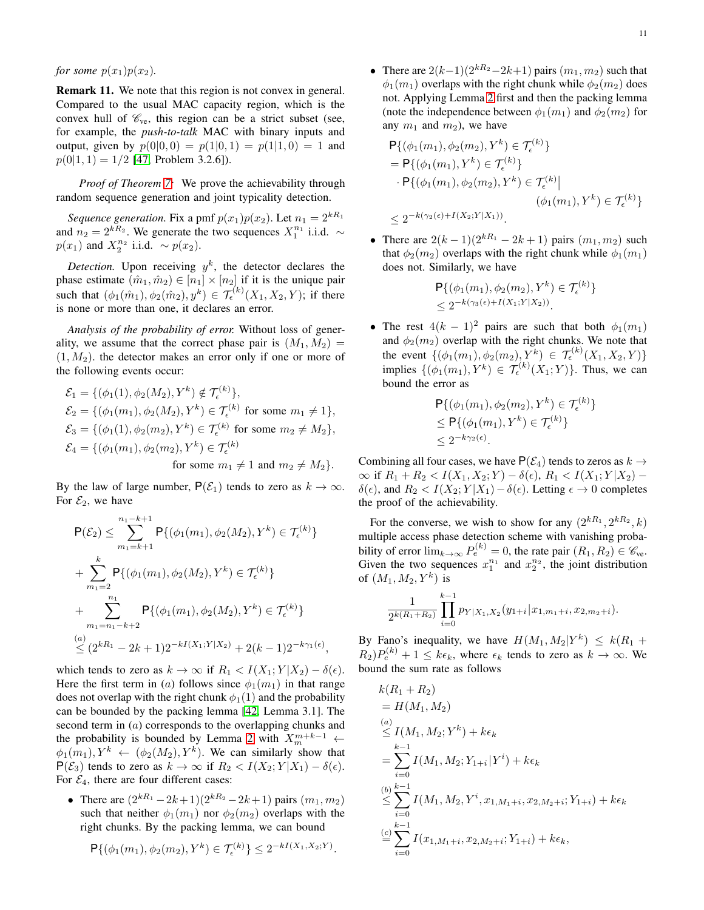*for some* $p(x_1)p(x_2)$.

**Remark 11.** We note that this region is not convex in general. Compared to the usual MAC capacity region, which is the convex hull of $\mathscr{C}_{\text{ve}}$, this region can be a strict subset (see, for example, the *push-to-talk* MAC with binary inputs and output, given by $p(0|0,0) = p(1|0,1) = p(1|1,0) = 1$ and $p(0|1,1) = 1/2$ [47, Problem 3.2.6]).

*Proof of Theorem 7:* We prove the achievability through random sequence generation and joint typicality detection.

*Sequence generation.* Fix a pmf $p(x_1)p(x_2)$. Let $n_1 = 2^{kR_1}$ and $n_2 = 2^{kR_2}$. We generate the two sequences $X_1^{n_1}$ i.i.d. $\sim p(x_1)$ and $X_2^{n_2}$ i.i.d. $\sim p(x_2)$.

*Detection.* Upon receiving $y^k$, the detector declares the phase estimate $(\hat{m}_1, \hat{m}_2) \in [n_1] \times [n_2]$ if it is the unique pair such that $(\phi_1(\hat{m}_1), \phi_2(\hat{m}_2), y^k) \in \mathcal{T}_\epsilon^{(k)}(X_1, X_2, Y)$; if there is none or more than one, it declares an error.

*Analysis of the probability of error.* Without loss of generality, we assume that the correct phase pair is $(M_1, M_2) = (1, M_2)$. the detector makes an error only if one or more of the following events occur:

$$
\begin{aligned}
\mathcal{E}_1 &= \{(\phi_1(1), \phi_2(M_2), Y^k) \notin \mathcal{T}_\epsilon^{(k)}\}, \\
\mathcal{E}_2 &= \{(\phi_1(m_1), \phi_2(M_2), Y^k) \in \mathcal{T}_\epsilon^{(k)} \text{ for some } m_1 \neq 1\}, \\
\mathcal{E}_3 &= \{(\phi_1(1), \phi_2(m_2), Y^k) \in \mathcal{T}_\epsilon^{(k)} \text{ for some } m_2 \neq M_2\}, \\
\mathcal{E}_4 &= \{(\phi_1(m_1), \phi_2(m_2), Y^k) \in \mathcal{T}_\epsilon^{(k)} \\
&\qquad\qquad \text{for some } m_1 \neq 1 \text{ and } m_2 \neq M_2\}.
\end{aligned}
$$

By the law of large number, $\mathsf{P}(\mathcal{E}_1)$ tends to zero as $k \to \infty$. For $\mathcal{E}_2$, we have

$$
\begin{aligned}
\mathsf{P}(\mathcal{E}_2) &\leq \sum_{m_1=k+1}^{n_1-k+1} \mathsf{P}\{(\phi_1(m_1), \phi_2(M_2), Y^k) \in \mathcal{T}_\epsilon^{(k)}\} \\
&\quad + \sum_{m_1=2}^{k} \mathsf{P}\{(\phi_1(m_1), \phi_2(M_2), Y^k) \in \mathcal{T}_\epsilon^{(k)}\} \\
&\quad + \sum_{m_1=n_1-k+2}^{n_1} \mathsf{P}\{(\phi_1(m_1), \phi_2(M_2), Y^k) \in \mathcal{T}_\epsilon^{(k)}\} \\
&\overset{(a)}{\leq} (2^{kR_1} - 2k + 1)2^{-kI(X_1;Y|X_2)} + 2(k-1)2^{-k\gamma_1(\epsilon)},
\end{aligned}
$$

which tends to zero as $k \to \infty$ if $R_1 < I(X_1; Y|X_2) - \delta(\epsilon)$. Here the first term in $(a)$ follows since $\phi_1(m_1)$ in that range does not overlap with the right chunk $\phi_1(1)$ and the probability can be bounded by the packing lemma [42, Lemma 3.1]. The second term in $(a)$ corresponds to the overlapping chunks and the probability is bounded by Lemma 2 with $X_m^{m+k-1} \leftarrow \phi_1(m_1), Y^k \leftarrow (\phi_2(M_2), Y^k)$. We can similarly show that $\mathsf{P}(\mathcal{E}_3)$ tends to zero as $k \to \infty$ if $R_2 < I(X_2; Y|X_1) - \delta(\epsilon)$. For $\mathcal{E}_4$, there are four different cases:

- There are $(2^{kR_1} - 2k+1)(2^{kR_2} - 2k+1)$ pairs $(m_1, m_2)$ such that neither $\phi_1(m_1)$ nor $\phi_2(m_2)$ overlaps with the right chunks. By the packing lemma, we can bound
$$\mathsf{P}\{(\phi_1(m_1), \phi_2(m_2), Y^k) \in \mathcal{T}_\epsilon^{(k)}\} \leq 2^{-kI(X_1,X_2;Y)}.$$
- There are $2(k-1)(2^{kR_2} - 2k+1)$ pairs $(m_1, m_2)$ such that $\phi_1(m_1)$ overlaps with the right chunk while $\phi_2(m_2)$ does not. Applying Lemma 2 first and then the packing lemma (note the independence between $\phi_1(m_1)$ and $\phi_2(m_2)$ for any $m_1$ and $m_2$), we have
$$
\begin{aligned}
&\mathsf{P}\{(\phi_1(m_1), \phi_2(m_2), Y^k) \in \mathcal{T}_\epsilon^{(k)}\} \\
&= \mathsf{P}\{(\phi_1(m_1), Y^k) \in \mathcal{T}_\epsilon^{(k)}\} \\
&\quad \cdot \mathsf{P}\{(\phi_1(m_1), \phi_2(m_2), Y^k) \in \mathcal{T}_\epsilon^{(k)} \big| \\
&\qquad\qquad\qquad (\phi_1(m_1), Y^k) \in \mathcal{T}_\epsilon^{(k)}\} \\
&\leq 2^{-k(\gamma_2(\epsilon) + I(X_2;Y|X_1))}.
\end{aligned}
$$
- There are $2(k-1)(2^{kR_1} - 2k+1)$ pairs $(m_1, m_2)$ such that $\phi_2(m_2)$ overlaps with the right chunk while $\phi_1(m_1)$ does not. Similarly, we have
$$
\begin{aligned}
&\mathsf{P}\{(\phi_1(m_1), \phi_2(m_2), Y^k) \in \mathcal{T}_\epsilon^{(k)}\} \\
&\leq 2^{-k(\gamma_3(\epsilon) + I(X_1;Y|X_2))}.
\end{aligned}
$$
- The rest $4(k-1)^2$ pairs are such that both $\phi_1(m_1)$ and $\phi_2(m_2)$ overlap with the right chunks. We note that the event $\{(\phi_1(m_1), \phi_2(m_2), Y^k) \in \mathcal{T}_\epsilon^{(k)}(X_1, X_2, Y)\}$ implies $\{(\phi_1(m_1), Y^k) \in \mathcal{T}_\epsilon^{(k)}(X_1; Y)\}$. Thus, we can bound the error as
$$
\begin{aligned}
&\mathsf{P}\{(\phi_1(m_1), \phi_2(m_2), Y^k) \in \mathcal{T}_\epsilon^{(k)}\} \\
&\leq \mathsf{P}\{(\phi_1(m_1), Y^k) \in \mathcal{T}_\epsilon^{(k)}\} \\
&\leq 2^{-k\gamma_2(\epsilon)}.
\end{aligned}
$$

Combining all four cases, we have $\mathsf{P}(\mathcal{E}_4)$ tends to zeros as $k \to \infty$ if $R_1 + R_2 < I(X_1, X_2; Y) - \delta(\epsilon)$, $R_1 < I(X_1; Y|X_2) - \delta(\epsilon)$, and $R_2 < I(X_2; Y|X_1) - \delta(\epsilon)$. Letting $\epsilon \to 0$ completes the proof of the achievability.

For the converse, we wish to show for any $(2^{kR_1}, 2^{kR_2}, k)$ multiple access phase detection scheme with vanishing probability of error $\lim_{k\to\infty} P_e^{(k)} = 0$, the rate pair $(R_1, R_2) \in \mathscr{C}_{\text{ve}}$. Given the two sequences $x_1^{n_1}$ and $x_2^{n_2}$, the joint distribution of $(M_1, M_2, Y^k)$ is

$$\frac{1}{2^{k(R_1+R_2)}} \prod_{i=0}^{k-1} p_{Y|X_1,X_2}(y_{1+i}|x_{1,m_1+i}, x_{2,m_2+i}).$$

By Fano's inequality, we have $H(M_1, M_2|Y^k) \leq k(R_1 + R_2)P_e^{(k)} + 1 \leq k\epsilon_k$, where $\epsilon_k$ tends to zero as $k \to \infty$. We bound the sum rate as follows

$$
\begin{aligned}
&k(R_1 + R_2) \\
&= H(M_1, M_2) \\
&\overset{(a)}{\leq} I(M_1, M_2; Y^k) + k\epsilon_k \\
&= \sum_{i=0}^{k-1} I(M_1, M_2; Y_{1+i}|Y^i) + k\epsilon_k \\
&\overset{(b)}{\leq} \sum_{i=0}^{k-1} I(M_1, M_2, Y^i, x_{1,M_1+i}, x_{2,M_2+i}; Y_{1+i}) + k\epsilon_k \\
&\overset{(c)}{=} \sum_{i=0}^{k-1} I(x_{1,M_1+i}, x_{2,M_2+i}; Y_{1+i}) + k\epsilon_k,
\end{aligned}
$$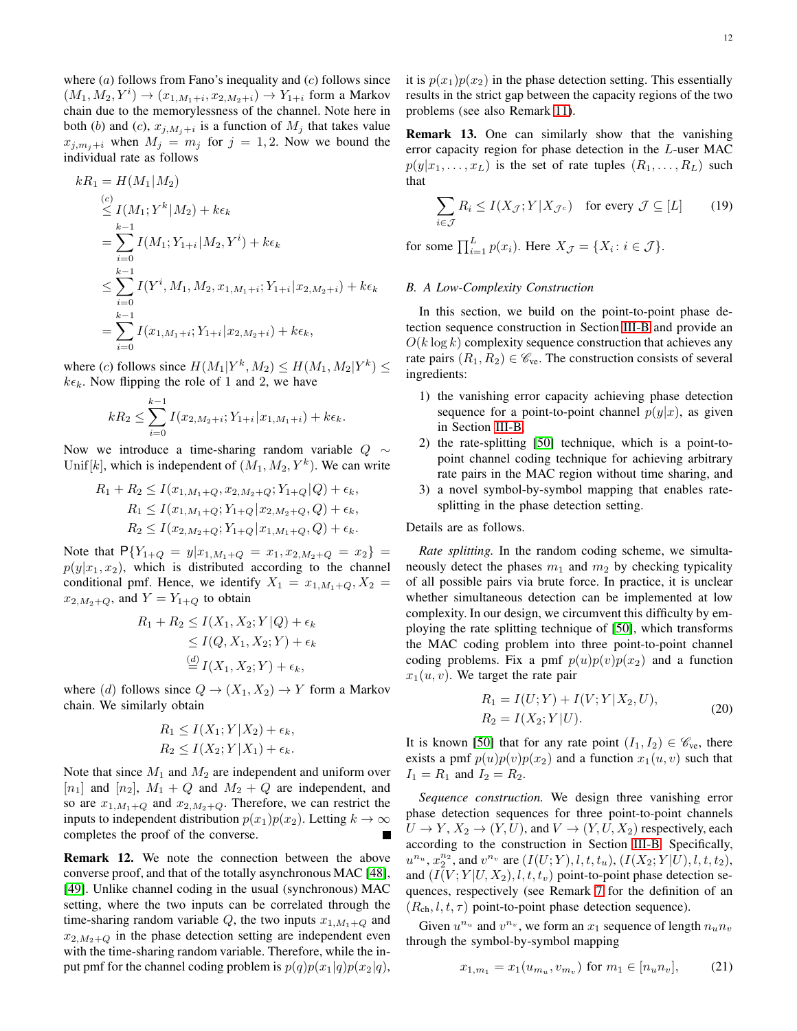where $(a)$ follows from Fano's inequality and $(c)$ follows since $(M_1, M_2, Y^i) \to (x_{1,M_1+i}, x_{2,M_2+i}) \to Y_{1+i}$ form a Markov chain due to the memorylessness of the channel. Note here in both $(b)$ and $(c)$, $x_{j,M_j+i}$ is a function of $M_j$ that takes value $x_{j,m_j+i}$ when $M_j = m_j$ for $j = 1, 2$. Now we bound the individual rate as follows

$$
\begin{aligned}
kR_1 &= H(M_1|M_2) \\
&\overset{(c)}{\leq} I(M_1; Y^k|M_2) + k\epsilon_k \\
&= \sum_{i=0}^{k-1} I(M_1; Y_{1+i}|M_2, Y^i) + k\epsilon_k \\
&\leq \sum_{i=0}^{k-1} I(Y^i, M_1, M_2, x_{1,M_1+i}; Y_{1+i}|x_{2,M_2+i}) + k\epsilon_k \\
&= \sum_{i=0}^{k-1} I(x_{1,M_1+i}; Y_{1+i}|x_{2,M_2+i}) + k\epsilon_k,
\end{aligned}
$$

where $(c)$ follows since $H(M_1|Y^k, M_2) \leq H(M_1, M_2|Y^k) \leq k\epsilon_k$. Now flipping the role of 1 and 2, we have

$$
kR_2 \leq \sum_{i=0}^{k-1} I(x_{2,M_2+i}; Y_{1+i}|x_{1,M_1+i}) + k\epsilon_k.
$$

Now we introduce a time-sharing random variable $Q \sim \mathrm{Unif}[k]$, which is independent of $(M_1, M_2, Y^k)$. We can write

$$
\begin{aligned}
R_1 + R_2 &\leq I(x_{1,M_1+Q}, x_{2,M_2+Q}; Y_{1+Q}|Q) + \epsilon_k, \\
R_1 &\leq I(x_{1,M_1+Q}; Y_{1+Q}|x_{2,M_2+Q}, Q) + \epsilon_k, \\
R_2 &\leq I(x_{2,M_2+Q}; Y_{1+Q}|x_{1,M_1+Q}, Q) + \epsilon_k.
\end{aligned}
$$

Note that $\mathsf{P}\{Y_{1+Q} = y | x_{1,M_1+Q} = x_1, x_{2,M_2+Q} = x_2\} = p(y|x_1, x_2)$, which is distributed according to the channel conditional pmf. Hence, we identify $X_1 = x_{1,M_1+Q}, X_2 = x_{2,M_2+Q}$, and $Y = Y_{1+Q}$ to obtain

$$
\begin{aligned}
R_1 + R_2 &\leq I(X_1, X_2; Y|Q) + \epsilon_k \\
&\leq I(Q, X_1, X_2; Y) + \epsilon_k \\
&\overset{(d)}{=} I(X_1, X_2; Y) + \epsilon_k,
\end{aligned}
$$

where $(d)$ follows since $Q \to (X_1, X_2) \to Y$ form a Markov chain. We similarly obtain

$$
\begin{aligned}
R_1 &\leq I(X_1; Y|X_2) + \epsilon_k, \\
R_2 &\leq I(X_2; Y|X_1) + \epsilon_k.
\end{aligned}
$$

Note that since $M_1$ and $M_2$ are independent and uniform over $[n_1]$ and $[n_2]$, $M_1 + Q$ and $M_2 + Q$ are independent, and so are $x_{1,M_1+Q}$ and $x_{2,M_2+Q}$. Therefore, we can restrict the inputs to independent distribution $p(x_1)p(x_2)$. Letting $k \to \infty$ completes the proof of the converse. ∎

**Remark 12.** We note the connection between the above converse proof, and that of the totally asynchronous MAC [48], [49]. Unlike channel coding in the usual (synchronous) MAC setting, where the two inputs can be correlated through the time-sharing random variable $Q$, the two inputs $x_{1,M_1+Q}$ and $x_{2,M_2+Q}$ in the phase detection setting are independent even with the time-sharing random variable. Therefore, while the input pmf for the channel coding problem is $p(q)p(x_1|q)p(x_2|q)$, it is $p(x_1)p(x_2)$ in the phase detection setting. This essentially results in the strict gap between the capacity regions of the two problems (see also Remark 11).

**Remark 13.** One can similarly show that the vanishing error capacity region for phase detection in the $L$-user MAC $p(y|x_1, \dots, x_L)$ is the set of rate tuples $(R_1, \dots, R_L)$ such that

$$
\sum_{i \in \mathcal{J}} R_i \leq I(X_{\mathcal{J}}; Y | X_{\mathcal{J}^c}) \quad \text{for every } \mathcal{J} \subseteq [L] \tag{19}
$$

for some $\prod_{i=1}^{L} p(x_i)$. Here $X_{\mathcal{J}} = \{X_i : i \in \mathcal{J}\}$.

### B. A Low-Complexity Construction

In this section, we build on the point-to-point phase detection sequence construction in Section III-B and provide an $O(k \log k)$ complexity sequence construction that achieves any rate pairs $(R_1, R_2) \in \mathscr{C}_{\text{ve}}$. The construction consists of several ingredients:

1) the vanishing error capacity achieving phase detection sequence for a point-to-point channel $p(y|x)$, as given in Section III-B,
2) the rate-splitting [50] technique, which is a point-to-point channel coding technique for achieving arbitrary rate pairs in the MAC region without time sharing, and
3) a novel symbol-by-symbol mapping that enables rate-splitting in the phase detection setting.

Details are as follows.

*Rate splitting.* In the random coding scheme, we simultaneously detect the phases $m_1$ and $m_2$ by checking typicality of all possible pairs via brute force. In practice, it is unclear whether simultaneous detection can be implemented at low complexity. In our design, we circumvent this difficulty by employing the rate splitting technique of [50], which transforms the MAC coding problem into three point-to-point channel coding problems. Fix a pmf $p(u)p(v)p(x_2)$ and a function $x_1(u, v)$. We target the rate pair

$$
\begin{aligned}
R_1 &= I(U; Y) + I(V; Y|X_2, U), \\
R_2 &= I(X_2; Y|U).
\end{aligned} \tag{20}
$$

It is known [50] that for any rate point $(I_1, I_2) \in \mathscr{C}_{\text{ve}}$, there exists a pmf $p(u)p(v)p(x_2)$ and a function $x_1(u, v)$ such that $I_1 = R_1$ and $I_2 = R_2$.

*Sequence construction.* We design three vanishing error phase detection sequences for three point-to-point channels $U \to Y$, $X_2 \to (Y, U)$, and $V \to (Y, U, X_2)$ respectively, each according to the construction in Section III-B. Specifically, $u^{n_u}$, $x_2^{n_2}$, and $v^{n_v}$ are $(I(U; Y), l, t, t_u)$, $(I(X_2; Y|U), l, t, t_2)$, and $(I(V; Y|U, X_2), l, t, t_v)$ point-to-point phase detection sequences, respectively (see Remark 7 for the definition of an $(R_{\text{ch}}, l, t, \tau)$ point-to-point phase detection sequence).

Given $u^{n_u}$ and $v^{n_v}$, we form an $x_1$ sequence of length $n_u n_v$ through the symbol-by-symbol mapping

$$
x_{1,m_1} = x_1(u_{m_u}, v_{m_v}) \text{ for } m_1 \in [n_u n_v], \tag{21}
$$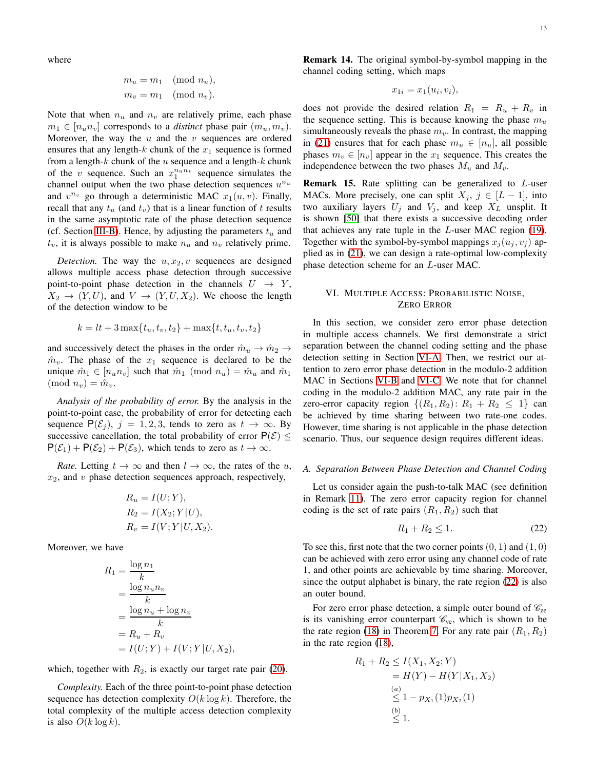where

$$m_u = m_1 \pmod{n_u},$$
$$m_v = m_1 \pmod{n_v}.$$

Note that when $n_u$ and $n_v$ are relatively prime, each phase $m_1 \in [n_u n_v]$ corresponds to a *distinct* phase pair $(m_u, m_v)$. Moreover, the way the $u$ and the $v$ sequences are ordered ensures that any length-$k$ chunk of the $x_1$ sequence is formed from a length-$k$ chunk of the $u$ sequence and a length-$k$ chunk of the $v$ sequence. Such an $x_1^{n_u n_v}$ sequence simulates the channel output when the two phase detection sequences $u^{n_u}$ and $v^{n_v}$ go through a deterministic MAC $x_1(u, v)$. Finally, recall that any $t_u$ (and $t_v$) that is a linear function of $t$ results in the same asymptotic rate of the phase detection sequence (cf. Section III-B). Hence, by adjusting the parameters $t_u$ and $t_v$, it is always possible to make $n_u$ and $n_v$ relatively prime.

*Detection.* The way the $u, x_2, v$ sequences are designed allows multiple access phase detection through successive point-to-point phase detection in the channels $U \to Y$, $X_2 \to (Y, U)$, and $V \to (Y, U, X_2)$. We choose the length of the detection window to be

$$k = lt + 3\max\{t_u, t_v, t_2\} + \max\{t, t_u, t_v, t_2\}$$

and successively detect the phases in the order $\hat{m}_u \to \hat{m}_2 \to \hat{m}_v$. The phase of the $x_1$ sequence is declared to be the unique $\hat{m}_1 \in [n_u n_v]$ such that $\hat{m}_1 \pmod{n_u} = \hat{m}_u$ and $\hat{m}_1 \pmod{n_v} = \hat{m}_v$.

*Analysis of the probability of error.* By the analysis in the point-to-point case, the probability of error for detecting each sequence $\mathsf{P}(\mathcal{E}_j)$, $j = 1, 2, 3$, tends to zero as $t \to \infty$. By successive cancellation, the total probability of error $\mathsf{P}(\mathcal{E}) \le \mathsf{P}(\mathcal{E}_1) + \mathsf{P}(\mathcal{E}_2) + \mathsf{P}(\mathcal{E}_3)$, which tends to zero as $t \to \infty$.

*Rate.* Letting $t \to \infty$ and then $l \to \infty$, the rates of the $u$, $x_2$, and $v$ phase detection sequences approach, respectively,

$$R_u = I(U; Y),$$
$$R_2 = I(X_2; Y|U),$$
$$R_v = I(V; Y|U, X_2).$$

Moreover, we have

$$\begin{aligned} R_1 &= \frac{\log n_1}{k} \\ &= \frac{\log n_u n_v}{k} \\ &= \frac{\log n_u + \log n_v}{k} \\ &= R_u + R_v \\ &= I(U; Y) + I(V; Y|U, X_2), \end{aligned}$$

which, together with $R_2$, is exactly our target rate pair (20).

*Complexity.* Each of the three point-to-point phase detection sequence has detection complexity $O(k \log k)$. Therefore, the total complexity of the multiple access detection complexity is also $O(k \log k)$.

**Remark 14.** The original symbol-by-symbol mapping in the channel coding setting, which maps

$$x_{1i} = x_1(u_i, v_i),$$

does not provide the desired relation $R_1 = R_u + R_v$ in the sequence setting. This is because knowing the phase $m_u$ simultaneously reveals the phase $m_v$. In contrast, the mapping in (21) ensures that for each phase $m_u \in [n_u]$, all possible phases $m_v \in [n_v]$ appear in the $x_1$ sequence. This creates the independence between the two phases $M_u$ and $M_v$.

**Remark 15.** Rate splitting can be generalized to $L$-user MACs. More precisely, one can split $X_j$, $j \in [L-1]$, into two auxiliary layers $U_j$ and $V_j$, and keep $X_L$ unsplit. It is shown [50] that there exists a successive decoding order that achieves any rate tuple in the $L$-user MAC region (19). Together with the symbol-by-symbol mappings $x_j(u_j, v_j)$ applied as in (21), we can design a rate-optimal low-complexity phase detection scheme for an $L$-user MAC.

## VI. Multiple Access: Probabilistic Noise, Zero Error

In this section, we consider zero error phase detection in multiple access channels. We first demonstrate a strict separation between the channel coding setting and the phase detection setting in Section VI-A. Then, we restrict our attention to zero error phase detection in the modulo-2 addition MAC in Sections VI-B and VI-C. We note that for channel coding in the modulo-2 addition MAC, any rate pair in the zero-error capacity region $\{(R_1, R_2)\colon R_1 + R_2 \le 1\}$ can be achieved by time sharing between two rate-one codes. However, time sharing is not applicable in the phase detection scenario. Thus, our sequence design requires different ideas.

### A. Separation Between Phase Detection and Channel Coding

Let us consider again the push-to-talk MAC (see definition in Remark 11). The zero error capacity region for channel coding is the set of rate pairs $(R_1, R_2)$ such that

$$R_1 + R_2 \le 1. \tag{22}$$

To see this, first note that the two corner points $(0, 1)$ and $(1, 0)$ can be achieved with zero error using any channel code of rate 1, and other points are achievable by time sharing. Moreover, since the output alphabet is binary, the rate region (22) is also an outer bound.

For zero error phase detection, a simple outer bound of $\mathscr{C}_{\text{ze}}$ is its vanishing error counterpart $\mathscr{C}_{\text{ve}}$, which is shown to be the rate region (18) in Theorem 7. For any rate pair $(R_1, R_2)$ in the rate region (18),

$$\begin{aligned} R_1 + R_2 &\le I(X_1, X_2; Y) \\ &= H(Y) - H(Y|X_1, X_2) \\ &\overset{(a)}{\le} 1 - p_{X_1}(1) p_{X_2}(1) \\ &\overset{(b)}{\le} 1. \end{aligned}$$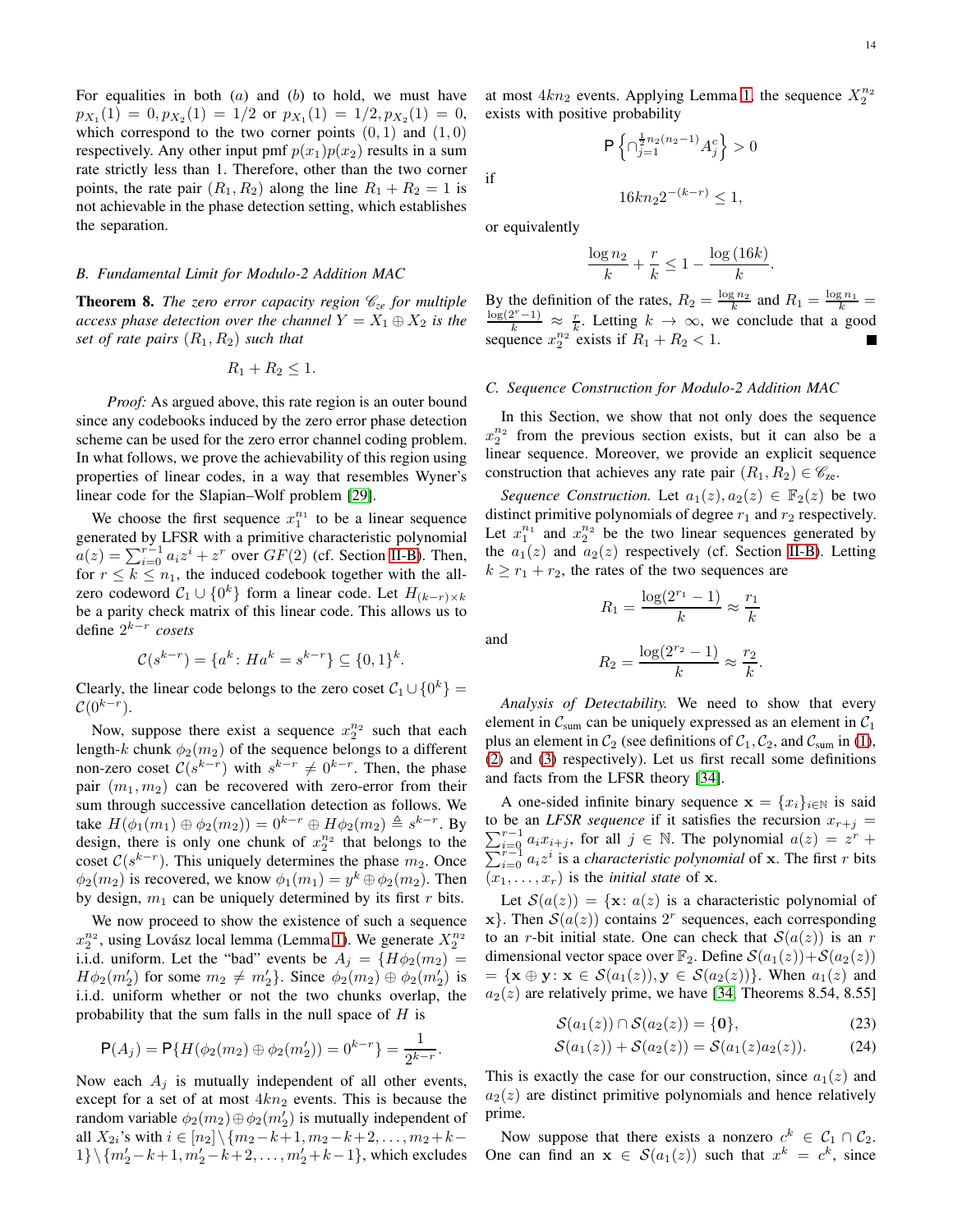For equalities in both $(a)$ and $(b)$ to hold, we must have $p_{X_1}(1) = 0, p_{X_2}(1) = 1/2$ or $p_{X_1}(1) = 1/2, p_{X_2}(1) = 0$, which correspond to the two corner points $(0, 1)$ and $(1, 0)$ respectively. Any other input pmf $p(x_1)p(x_2)$ results in a sum rate strictly less than 1. Therefore, other than the two corner points, the rate pair $(R_1, R_2)$ along the line $R_1 + R_2 = 1$ is not achievable in the phase detection setting, which establishes the separation.

### B. Fundamental Limit for Modulo-2 Addition MAC

**Theorem 8.** *The zero error capacity region $\mathscr{C}_{ze}$ for multiple access phase detection over the channel $Y = X_1 \oplus X_2$ is the set of rate pairs $(R_1, R_2)$ such that*

$$R_1 + R_2 \leq 1.$$

*Proof:* As argued above, this rate region is an outer bound since any codebooks induced by the zero error phase detection scheme can be used for the zero error channel coding problem. In what follows, we prove the achievability of this region using properties of linear codes, in a way that resembles Wyner's linear code for the Slapian–Wolf problem [29].

We choose the first sequence $x_1^{n_1}$ to be a linear sequence generated by LFSR with a primitive characteristic polynomial $a(z) = \sum_{i=0}^{r-1} a_i z^i + z^r$ over $GF(2)$ (cf. Section II-B). Then, for $r \leq k \leq n_1$, the induced codebook together with the all-zero codeword $\mathcal{C}_1 \cup \{0^k\}$ form a linear code. Let $H_{(k-r)\times k}$ be a parity check matrix of this linear code. This allows us to define $2^{k-r}$ *cosets*

$$\mathcal{C}(s^{k-r}) = \{a^k\colon Ha^k = s^{k-r}\} \subseteq \{0,1\}^k.$$

Clearly, the linear code belongs to the zero coset $\mathcal{C}_1 \cup \{0^k\} = \mathcal{C}(0^{k-r})$.

Now, suppose there exist a sequence $x_2^{n_2}$ such that each length-$k$ chunk $\phi_2(m_2)$ of the sequence belongs to a different non-zero coset $\mathcal{C}(s^{k-r})$ with $s^{k-r} \neq 0^{k-r}$. Then, the phase pair $(m_1, m_2)$ can be recovered with zero-error from their sum through successive cancellation detection as follows. We take $H(\phi_1(m_1) \oplus \phi_2(m_2)) = 0^{k-r} \oplus H\phi_2(m_2) \triangleq s^{k-r}$. By design, there is only one chunk of $x_2^{n_2}$ that belongs to the coset $\mathcal{C}(s^{k-r})$. This uniquely determines the phase $m_2$. Once $\phi_2(m_2)$ is recovered, we know $\phi_1(m_1) = y^k \oplus \phi_2(m_2)$. Then by design, $m_1$ can be uniquely determined by its first $r$ bits.

We now proceed to show the existence of such a sequence $x_2^{n_2}$, using Lovász local lemma (Lemma 1). We generate $X_2^{n_2}$ i.i.d. uniform. Let the "bad" events be $A_j = \{H\phi_2(m_2) = H\phi_2(m_2')$ for some $m_2 \neq m_2'\}$. Since $\phi_2(m_2) \oplus \phi_2(m_2')$ is i.i.d. uniform whether or not the two chunks overlap, the probability that the sum falls in the null space of $H$ is

$$\mathsf{P}(A_j) = \mathsf{P}\{H(\phi_2(m_2) \oplus \phi_2(m_2')) = 0^{k-r}\} = \frac{1}{2^{k-r}}.$$

Now each $A_j$ is mutually independent of all other events, except for a set of at most $4kn_2$ events. This is because the random variable $\phi_2(m_2) \oplus \phi_2(m_2')$ is mutually independent of all $X_{2i}$'s with $i \in [n_2] \setminus \{m_2-k+1, m_2-k+2, \ldots, m_2+k-1\} \setminus \{m_2'-k+1, m_2'-k+2, \ldots, m_2'+k-1\}$, which excludes at most $4kn_2$ events. Applying Lemma 1, the sequence $X_2^{n_2}$ exists with positive probability

$$\mathsf{P}\left\{\cap_{j=1}^{\frac{1}{2}n_2(n_2-1)} A_j^c\right\} > 0$$

if

$$16kn_2 2^{-(k-r)} \leq 1,$$

or equivalently

$$\frac{\log n_2}{k} + \frac{r}{k} \leq 1 - \frac{\log(16k)}{k}.$$

By the definition of the rates, $R_2 = \frac{\log n_2}{k}$ and $R_1 = \frac{\log n_1}{k} = \frac{\log(2^r - 1)}{k} \approx \frac{r}{k}$. Letting $k \to \infty$, we conclude that a good sequence $x_2^{n_2}$ exists if $R_1 + R_2 < 1$. ∎

### C. Sequence Construction for Modulo-2 Addition MAC

In this Section, we show that not only does the sequence $x_2^{n_2}$ from the previous section exists, but it can also be a linear sequence. Moreover, we provide an explicit sequence construction that achieves any rate pair $(R_1, R_2) \in \mathscr{C}_{\text{ze}}$.

*Sequence Construction.* Let $a_1(z), a_2(z) \in \mathbb{F}_2(z)$ be two distinct primitive polynomials of degree $r_1$ and $r_2$ respectively. Let $x_1^{n_1}$ and $x_2^{n_2}$ be the two linear sequences generated by the $a_1(z)$ and $a_2(z)$ respectively (cf. Section II-B). Letting $k \geq r_1 + r_2$, the rates of the two sequences are

$$R_1 = \frac{\log(2^{r_1} - 1)}{k} \approx \frac{r_1}{k}$$

and

$$R_2 = \frac{\log(2^{r_2} - 1)}{k} \approx \frac{r_2}{k}.$$

*Analysis of Detectability.* We need to show that every element in $\mathcal{C}_{\text{sum}}$ can be uniquely expressed as an element in $\mathcal{C}_1$ plus an element in $\mathcal{C}_2$ (see definitions of $\mathcal{C}_1, \mathcal{C}_2$, and $\mathcal{C}_{\text{sum}}$ in (1), (2) and (3) respectively). Let us first recall some definitions and facts from the LFSR theory [34].

A one-sided infinite binary sequence $\mathbf{x} = \{x_i\}_{i\in\mathbb{N}}$ is said to be an *LFSR sequence* if it satisfies the recursion $x_{r+j} = \sum_{i=0}^{r-1} a_i x_{i+j}$, for all $j \in \mathbb{N}$. The polynomial $a(z) = z^r + \sum_{i=0}^{r-1} a_i z^i$ is a *characteristic polynomial* of $\mathbf{x}$. The first $r$ bits $(x_1, \ldots, x_r)$ is the *initial state* of $\mathbf{x}$.

Let $\mathcal{S}(a(z)) = \{\mathbf{x}\colon a(z)$ is a characteristic polynomial of $\mathbf{x}\}$. Then $\mathcal{S}(a(z))$ contains $2^r$ sequences, each corresponding to an $r$-bit initial state. One can check that $\mathcal{S}(a(z))$ is an $r$ dimensional vector space over $\mathbb{F}_2$. Define $\mathcal{S}(a_1(z)) + \mathcal{S}(a_2(z)) = \{\mathbf{x} \oplus \mathbf{y}\colon \mathbf{x} \in \mathcal{S}(a_1(z)), \mathbf{y} \in \mathcal{S}(a_2(z))\}$. When $a_1(z)$ and $a_2(z)$ are relatively prime, we have [34, Theorems 8.54, 8.55]

$$\mathcal{S}(a_1(z)) \cap \mathcal{S}(a_2(z)) = \{\mathbf{0}\}, \tag{23}$$

$$\mathcal{S}(a_1(z)) + \mathcal{S}(a_2(z)) = \mathcal{S}(a_1(z)a_2(z)). \tag{24}$$

This is exactly the case for our construction, since $a_1(z)$ and $a_2(z)$ are distinct primitive polynomials and hence relatively prime.

Now suppose that there exists a nonzero $c^k \in \mathcal{C}_1 \cap \mathcal{C}_2$. One can find an $\mathbf{x} \in \mathcal{S}(a_1(z))$ such that $x^k = c^k$, since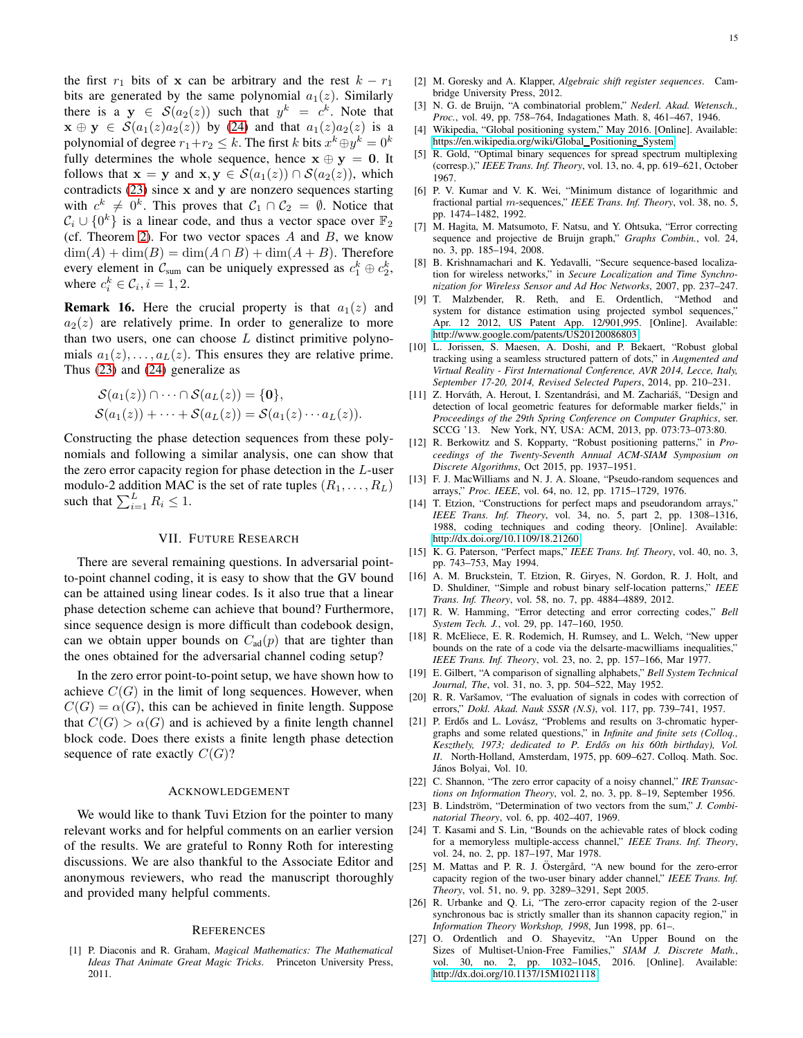the first $r_1$ bits of $\mathbf{x}$ can be arbitrary and the rest $k - r_1$ bits are generated by the same polynomial $a_1(z)$. Similarly there is a $\mathbf{y} \in \mathcal{S}(a_2(z))$ such that $y^k = c^k$. Note that $\mathbf{x} \oplus \mathbf{y} \in \mathcal{S}(a_1(z)a_2(z))$ by (24) and that $a_1(z)a_2(z)$ is a polynomial of degree $r_1 + r_2 \leq k$. The first $k$ bits $x^k \oplus y^k = 0^k$ fully determines the whole sequence, hence $\mathbf{x} \oplus \mathbf{y} = \mathbf{0}$. It follows that $\mathbf{x} = \mathbf{y}$ and $\mathbf{x}, \mathbf{y} \in \mathcal{S}(a_1(z)) \cap \mathcal{S}(a_2(z))$, which contradicts (23) since $\mathbf{x}$ and $\mathbf{y}$ are nonzero sequences starting with $c^k \neq 0^k$. This proves that $\mathcal{C}_1 \cap \mathcal{C}_2 = \emptyset$. Notice that $\mathcal{C}_i \cup \{0^k\}$ is a linear code, and thus a vector space over $\mathbb{F}_2$ (cf. Theorem 2). For two vector spaces $A$ and $B$, we know $\dim(A) + \dim(B) = \dim(A \cap B) + \dim(A + B)$. Therefore every element in $\mathcal{C}_{\text{sum}}$ can be uniquely expressed as $c_1^k \oplus c_2^k$, where $c_i^k \in \mathcal{C}_i, i = 1, 2$.

**Remark 16.** Here the crucial property is that $a_1(z)$ and $a_2(z)$ are relatively prime. In order to generalize to more than two users, one can choose $L$ distinct primitive polynomials $a_1(z), \ldots, a_L(z)$. This ensures they are relative prime. Thus (23) and (24) generalize as

$$\mathcal{S}(a_1(z)) \cap \cdots \cap \mathcal{S}(a_L(z)) = \{\mathbf{0}\},$$
$$\mathcal{S}(a_1(z)) + \cdots + \mathcal{S}(a_L(z)) = \mathcal{S}(a_1(z) \cdots a_L(z)).$$

Constructing the phase detection sequences from these polynomials and following a similar analysis, one can show that the zero error capacity region for phase detection in the $L$-user modulo-2 addition MAC is the set of rate tuples $(R_1, \ldots, R_L)$ such that $\sum_{i=1}^{L} R_i \leq 1$.

## VII. Future Research

There are several remaining questions. In adversarial point-to-point channel coding, it is easy to show that the GV bound can be attained using linear codes. Is it also true that a linear phase detection scheme can achieve that bound? Furthermore, since sequence design is more difficult than codebook design, can we obtain upper bounds on $C_{\text{ad}}(p)$ that are tighter than the ones obtained for the adversarial channel coding setup?

In the zero error point-to-point setup, we have shown how to achieve $C(G)$ in the limit of long sequences. However, when $C(G) = \alpha(G)$, this can be achieved in finite length. Suppose that $C(G) > \alpha(G)$ and is achieved by a finite length channel block code. Does there exists a finite length phase detection sequence of rate exactly $C(G)$?

## Acknowledgement

We would like to thank Tuvi Etzion for the pointer to many relevant works and for helpful comments on an earlier version of the results. We are grateful to Ronny Roth for interesting discussions. We are also thankful to the Associate Editor and anonymous reviewers, who read the manuscript thoroughly and provided many helpful comments.

## References

[1] P. Diaconis and R. Graham, *Magical Mathematics: The Mathematical Ideas That Animate Great Magic Tricks*. Princeton University Press, 2011.

[2] M. Goresky and A. Klapper, *Algebraic shift register sequences*. Cambridge University Press, 2012.

[3] N. G. de Bruijn, "A combinatorial problem," *Nederl. Akad. Wetensch., Proc.*, vol. 49, pp. 758–764, Indagationes Math. 8, 461–467, 1946.

[4] Wikipedia, "Global positioning system," May 2016. [Online]. Available: https://en.wikipedia.org/wiki/Global_Positioning_System

[5] R. Gold, "Optimal binary sequences for spread spectrum multiplexing (corresp.)," *IEEE Trans. Inf. Theory*, vol. 13, no. 4, pp. 619–621, October 1967.

[6] P. V. Kumar and V. K. Wei, "Minimum distance of logarithmic and fractional partial $m$-sequences," *IEEE Trans. Inf. Theory*, vol. 38, no. 5, pp. 1474–1482, 1992.

[7] M. Hagita, M. Matsumoto, F. Natsu, and Y. Ohtsuka, "Error correcting sequence and projective de Bruijn graph," *Graphs Combin.*, vol. 24, no. 3, pp. 185–194, 2008.

[8] B. Krishnamachari and K. Yedavalli, "Secure sequence-based localization for wireless networks," in *Secure Localization and Time Synchronization for Wireless Sensor and Ad Hoc Networks*, 2007, pp. 237–247.

[9] T. Malzbender, R. Reth, and E. Ordentlich, "Method and system for distance estimation using projected symbol sequences," Apr. 12 2012, US Patent App. 12/901,995. [Online]. Available: http://www.google.com/patents/US20120086803

[10] L. Jorissen, S. Maesen, A. Doshi, and P. Bekaert, "Robust global tracking using a seamless structured pattern of dots," in *Augmented and Virtual Reality - First International Conference, AVR 2014, Lecce, Italy, September 17-20, 2014, Revised Selected Papers*, 2014, pp. 210–231.

[11] Z. Horváth, A. Herout, I. Szentandrási, and M. Zachariáš, "Design and detection of local geometric features for deformable marker fields," in *Proceedings of the 29th Spring Conference on Computer Graphics*, ser. SCCG '13. New York, NY, USA: ACM, 2013, pp. 073:73–073:80.

[12] R. Berkowitz and S. Kopparty, "Robust positioning patterns," in *Proceedings of the Twenty-Seventh Annual ACM-SIAM Symposium on Discrete Algorithms*, Oct 2015, pp. 1937–1951.

[13] F. J. MacWilliams and N. J. A. Sloane, "Pseudo-random sequences and arrays," *Proc. IEEE*, vol. 64, no. 12, pp. 1715–1729, 1976.

[14] T. Etzion, "Constructions for perfect maps and pseudorandom arrays," *IEEE Trans. Inf. Theory*, vol. 34, no. 5, part 2, pp. 1308–1316, 1988, coding techniques and coding theory. [Online]. Available: http://dx.doi.org/10.1109/18.21260

[15] K. G. Paterson, "Perfect maps," *IEEE Trans. Inf. Theory*, vol. 40, no. 3, pp. 743–753, May 1994.

[16] A. M. Bruckstein, T. Etzion, R. Giryes, N. Gordon, R. J. Holt, and D. Shuldiner, "Simple and robust binary self-location patterns," *IEEE Trans. Inf. Theory*, vol. 58, no. 7, pp. 4884–4889, 2012.

[17] R. W. Hamming, "Error detecting and error correcting codes," *Bell System Tech. J.*, vol. 29, pp. 147–160, 1950.

[18] R. McEliece, E. R. Rodemich, H. Rumsey, and L. Welch, "New upper bounds on the rate of a code via the delsarte-macwilliams inequalities," *IEEE Trans. Inf. Theory*, vol. 23, no. 2, pp. 157–166, Mar 1977.

[19] E. Gilbert, "A comparison of signalling alphabets," *Bell System Technical Journal, The*, vol. 31, no. 3, pp. 504–522, May 1952.

[20] R. R. Varšamov, "The evaluation of signals in codes with correction of errors," *Dokl. Akad. Nauk SSSR (N.S)*, vol. 117, pp. 739–741, 1957.

[21] P. Erdős and L. Lovász, "Problems and results on 3-chromatic hypergraphs and some related questions," in *Infinite and finite sets (Colloq., Keszthely, 1973; dedicated to P. Erdős on his 60th birthday), Vol. II*. North-Holland, Amsterdam, 1975, pp. 609–627. Colloq. Math. Soc. János Bolyai, Vol. 10.

[22] C. Shannon, "The zero error capacity of a noisy channel," *IRE Transactions on Information Theory*, vol. 2, no. 3, pp. 8–19, September 1956.

[23] B. Lindström, "Determination of two vectors from the sum," *J. Combinatorial Theory*, vol. 6, pp. 402–407, 1969.

[24] T. Kasami and S. Lin, "Bounds on the achievable rates of block coding for a memoryless multiple-access channel," *IEEE Trans. Inf. Theory*, vol. 24, no. 2, pp. 187–197, Mar 1978.

[25] M. Mattas and P. R. J. Östergård, "A new bound for the zero-error capacity region of the two-user binary adder channel," *IEEE Trans. Inf. Theory*, vol. 51, no. 9, pp. 3289–3291, Sept 2005.

[26] R. Urbanke and Q. Li, "The zero-error capacity region of the 2-user synchronous bac is strictly smaller than its shannon capacity region," in *Information Theory Workshop, 1998*, Jun 1998, pp. 61–.

[27] O. Ordentlich and O. Shayevitz, "An Upper Bound on the Sizes of Multiset-Union-Free Families," *SIAM J. Discrete Math.*, vol. 30, no. 2, pp. 1032–1045, 2016. [Online]. Available: http://dx.doi.org/10.1137/15M1021118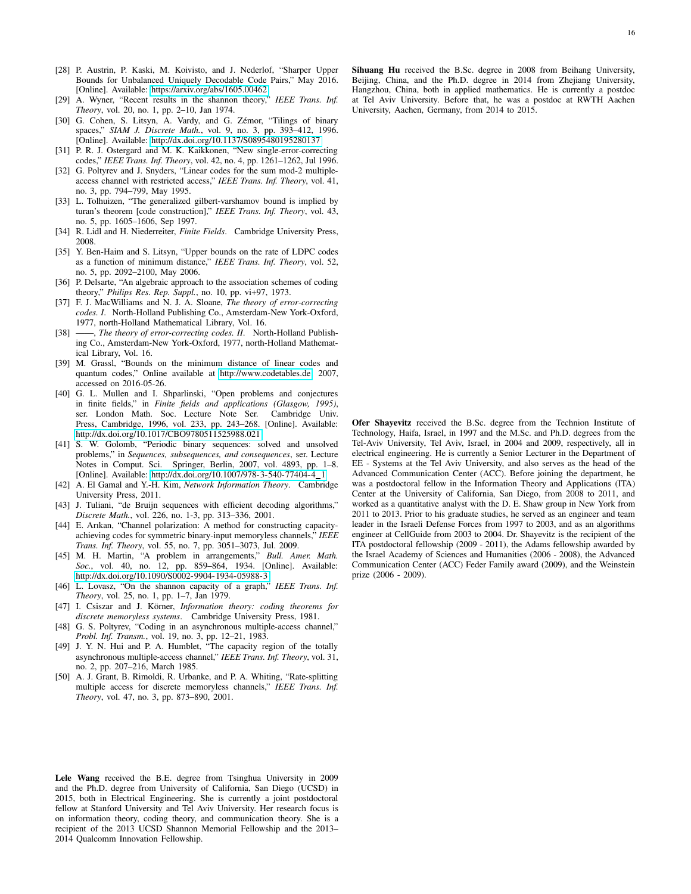[28] P. Austrin, P. Kaski, M. Koivisto, and J. Nederlof, "Sharper Upper Bounds for Unbalanced Uniquely Decodable Code Pairs," May 2016. [Online]. Available: https://arxiv.org/abs/1605.00462

[29] A. Wyner, "Recent results in the shannon theory," *IEEE Trans. Inf. Theory*, vol. 20, no. 1, pp. 2–10, Jan 1974.

[30] G. Cohen, S. Litsyn, A. Vardy, and G. Zémor, "Tilings of binary spaces," *SIAM J. Discrete Math.*, vol. 9, no. 3, pp. 393–412, 1996. [Online]. Available: http://dx.doi.org/10.1137/S0895480195280137

[31] P. R. J. Ostergard and M. K. Kaikkonen, "New single-error-correcting codes," *IEEE Trans. Inf. Theory*, vol. 42, no. 4, pp. 1261–1262, Jul 1996.

[32] G. Poltyrev and J. Snyders, "Linear codes for the sum mod-2 multiple-access channel with restricted access," *IEEE Trans. Inf. Theory*, vol. 41, no. 3, pp. 794–799, May 1995.

[33] L. Tolhuizen, "The generalized gilbert-varshamov bound is implied by turan's theorem [code construction]," *IEEE Trans. Inf. Theory*, vol. 43, no. 5, pp. 1605–1606, Sep 1997.

[34] R. Lidl and H. Niederreiter, *Finite Fields*. Cambridge University Press, 2008.

[35] Y. Ben-Haim and S. Litsyn, "Upper bounds on the rate of LDPC codes as a function of minimum distance," *IEEE Trans. Inf. Theory*, vol. 52, no. 5, pp. 2092–2100, May 2006.

[36] P. Delsarte, "An algebraic approach to the association schemes of coding theory," *Philips Res. Rep. Suppl.*, no. 10, pp. vi+97, 1973.

[37] F. J. MacWilliams and N. J. A. Sloane, *The theory of error-correcting codes. I*. North-Holland Publishing Co., Amsterdam-New York-Oxford, 1977, north-Holland Mathematical Library, Vol. 16.

[38] ——, *The theory of error-correcting codes. II*. North-Holland Publishing Co., Amsterdam-New York-Oxford, 1977, north-Holland Mathematical Library, Vol. 16.

[39] M. Grassl, "Bounds on the minimum distance of linear codes and quantum codes," Online available at http://www.codetables.de, 2007, accessed on 2016-05-26.

[40] G. L. Mullen and I. Shparlinski, "Open problems and conjectures in finite fields," in *Finite fields and applications (Glasgow, 1995)*, ser. London Math. Soc. Lecture Note Ser. Cambridge Univ. Press, Cambridge, 1996, vol. 233, pp. 243–268. [Online]. Available: http://dx.doi.org/10.1017/CBO9780511525988.021

[41] S. W. Golomb, "Periodic binary sequences: solved and unsolved problems," in *Sequences, subsequences, and consequences*, ser. Lecture Notes in Comput. Sci. Springer, Berlin, 2007, vol. 4893, pp. 1–8. [Online]. Available: http://dx.doi.org/10.1007/978-3-540-77404-4_1

[42] A. El Gamal and Y.-H. Kim, *Network Information Theory*. Cambridge University Press, 2011.

[43] J. Tuliani, "de Bruijn sequences with efficient decoding algorithms," *Discrete Math.*, vol. 226, no. 1-3, pp. 313–336, 2001.

[44] E. Arıkan, "Channel polarization: A method for constructing capacity-achieving codes for symmetric binary-input memoryless channels," *IEEE Trans. Inf. Theory*, vol. 55, no. 7, pp. 3051–3073, Jul. 2009.

[45] M. H. Martin, "A problem in arrangements," *Bull. Amer. Math. Soc.*, vol. 40, no. 12, pp. 859–864, 1934. [Online]. Available: http://dx.doi.org/10.1090/S0002-9904-1934-05988-3

[46] L. Lovasz, "On the shannon capacity of a graph," *IEEE Trans. Inf. Theory*, vol. 25, no. 1, pp. 1–7, Jan 1979.

[47] I. Csiszar and J. Körner, *Information theory: coding theorems for discrete memoryless systems*. Cambridge University Press, 1981.

[48] G. S. Poltyrev, "Coding in an asynchronous multiple-access channel," *Probl. Inf. Transm.*, vol. 19, no. 3, pp. 12–21, 1983.

[49] J. Y. N. Hui and P. A. Humblet, "The capacity region of the totally asynchronous multiple-access channel," *IEEE Trans. Inf. Theory*, vol. 31, no. 2, pp. 207–216, March 1985.

[50] A. J. Grant, B. Rimoldi, R. Urbanke, and P. A. Whiting, "Rate-splitting multiple access for discrete memoryless channels," *IEEE Trans. Inf. Theory*, vol. 47, no. 3, pp. 873–890, 2001.

**Lele Wang** received the B.E. degree from Tsinghua University in 2009 and the Ph.D. degree from University of California, San Diego (UCSD) in 2015, both in Electrical Engineering. She is currently a joint postdoctoral fellow at Stanford University and Tel Aviv University. Her research focus is on information theory, coding theory, and communication theory. She is a recipient of the 2013 UCSD Shannon Memorial Fellowship and the 2013–2014 Qualcomm Innovation Fellowship.

**Sihuang Hu** received the B.Sc. degree in 2008 from Beihang University, Beijing, China, and the Ph.D. degree in 2014 from Zhejiang University, Hangzhou, China, both in applied mathematics. He is currently a postdoc at Tel Aviv University. Before that, he was a postdoc at RWTH Aachen University, Aachen, Germany, from 2014 to 2015.

**Ofer Shayevitz** received the B.Sc. degree from the Technion Institute of Technology, Haifa, Israel, in 1997 and the M.Sc. and Ph.D. degrees from the Tel-Aviv University, Tel Aviv, Israel, in 2004 and 2009, respectively, all in electrical engineering. He is currently a Senior Lecturer in the Department of EE - Systems at the Tel Aviv University, and also serves as the head of the Advanced Communication Center (ACC). Before joining the department, he was a postdoctoral fellow in the Information Theory and Applications (ITA) Center at the University of California, San Diego, from 2008 to 2011, and worked as a quantitative analyst with the D. E. Shaw group in New York from 2011 to 2013. Prior to his graduate studies, he served as an engineer and team leader in the Israeli Defense Forces from 1997 to 2003, and as an algorithms engineer at CellGuide from 2003 to 2004. Dr. Shayevitz is the recipient of the ITA postdoctoral fellowship (2009 - 2011), the Adams fellowship awarded by the Israel Academy of Sciences and Humanities (2006 - 2008), the Advanced Communication Center (ACC) Feder Family award (2009), and the Weinstein prize (2006 - 2009).